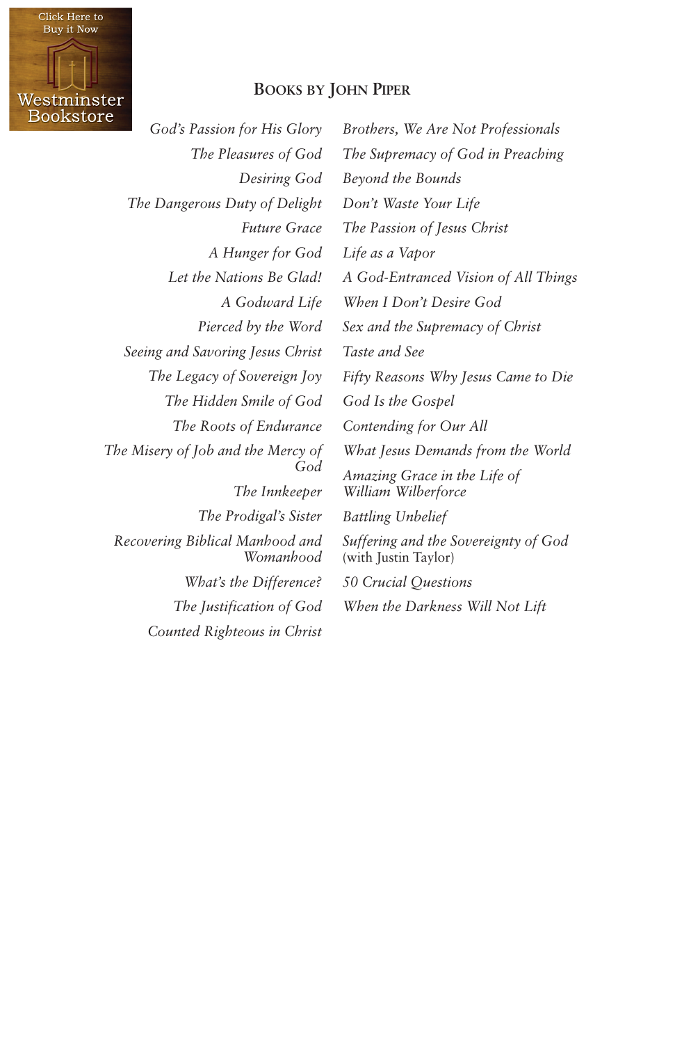Click Here to Buy it Now

Westminster Bookstore

## Books by John Piper

*God's Passion for His Glory*
*The Pleasures of God*
*Desiring God*
*The Dangerous Duty of Delight*
*Future Grace*
*A Hunger for God*
*Let the Nations Be Glad!*
*A Godward Life*
*Pierced by the Word*
*Seeing and Savoring Jesus Christ*
*The Legacy of Sovereign Joy*
*The Hidden Smile of God*
*The Roots of Endurance*
*The Misery of Job and the Mercy of God*
*The Innkeeper*
*The Prodigal's Sister*
*Recovering Biblical Manhood and Womanhood*
*What's the Difference?*
*The Justification of God*
*Counted Righteous in Christ*
*Brothers, We Are Not Professionals*
*The Supremacy of God in Preaching*
*Beyond the Bounds*
*Don't Waste Your Life*
*The Passion of Jesus Christ*
*Life as a Vapor*
*A God-Entranced Vision of All Things*
*When I Don't Desire God*
*Sex and the Supremacy of Christ*
*Taste and See*
*Fifty Reasons Why Jesus Came to Die*
*God Is the Gospel*
*Contending for Our All*
*What Jesus Demands from the World*
*Amazing Grace in the Life of William Wilberforce*
*Battling Unbelief*
*Suffering and the Sovereignty of God* (with Justin Taylor)
*50 Crucial Questions*
*When the Darkness Will Not Lift*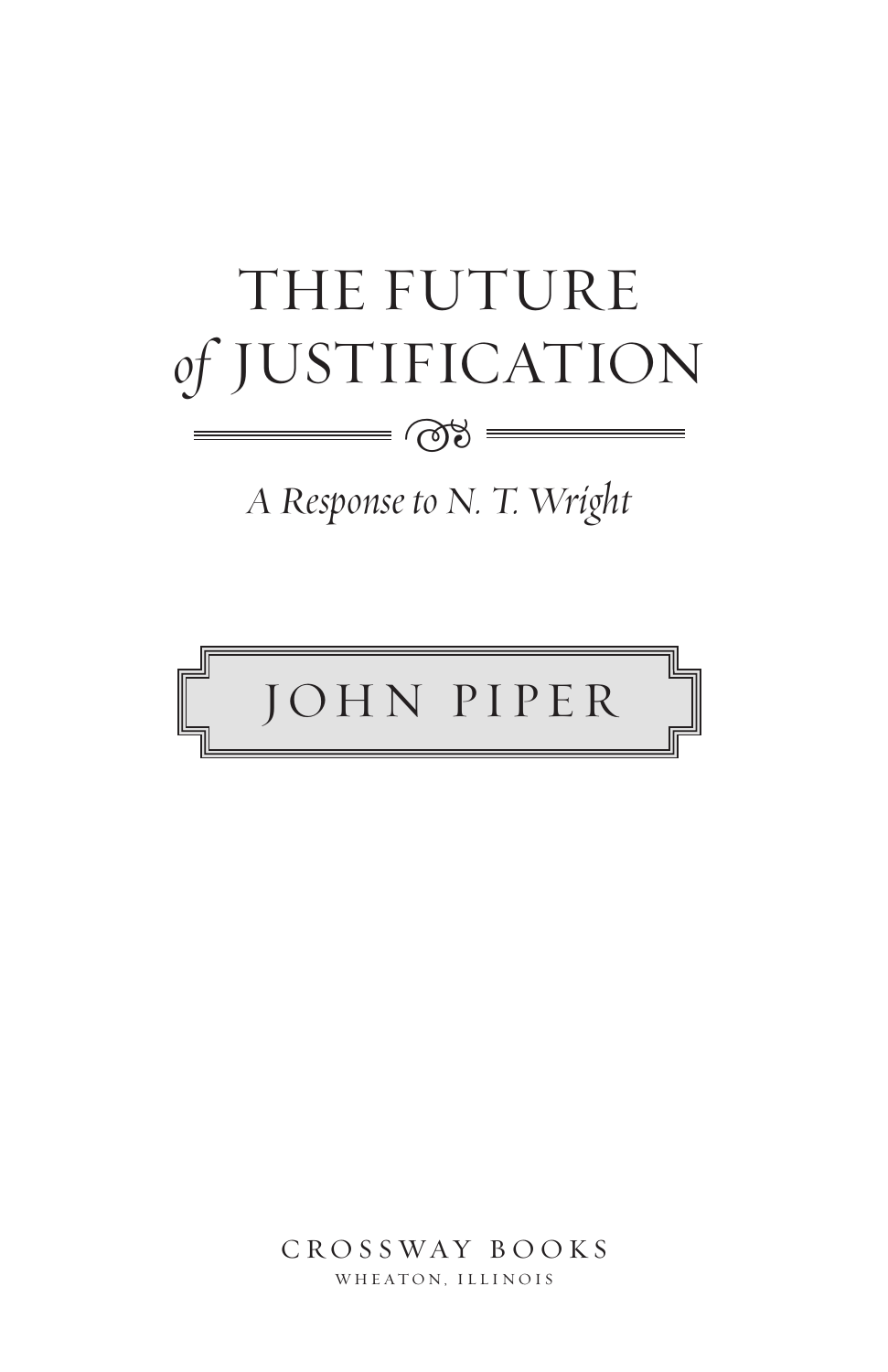# THE FUTURE *of* JUSTIFICATION

*A Response to N. T. Wright*

JOHN PIPER

CROSSWAY BOOKS

WHEATON, ILLINOIS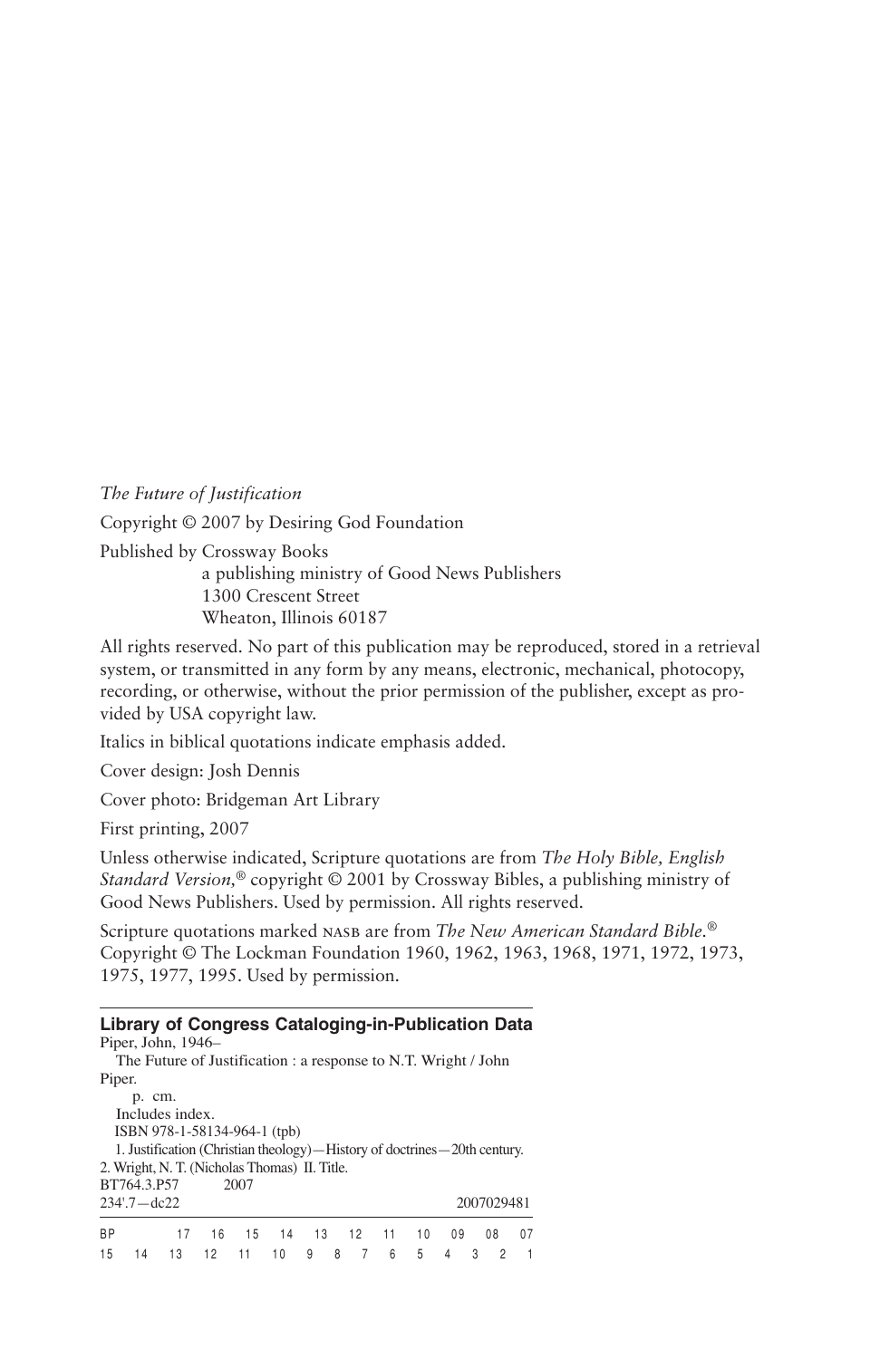*The Future of Justification*

Copyright © 2007 by Desiring God Foundation

Published by Crossway Books
a publishing ministry of Good News Publishers
1300 Crescent Street
Wheaton, Illinois 60187

All rights reserved. No part of this publication may be reproduced, stored in a retrieval system, or transmitted in any form by any means, electronic, mechanical, photocopy, recording, or otherwise, without the prior permission of the publisher, except as provided by USA copyright law.

Italics in biblical quotations indicate emphasis added.

Cover design: Josh Dennis

Cover photo: Bridgeman Art Library

First printing, 2007

Unless otherwise indicated, Scripture quotations are from *The Holy Bible, English Standard Version,®* copyright © 2001 by Crossway Bibles, a publishing ministry of Good News Publishers. Used by permission. All rights reserved.

Scripture quotations marked NASB are from *The New American Standard Bible.®* Copyright © The Lockman Foundation 1960, 1962, 1963, 1968, 1971, 1972, 1973, 1975, 1977, 1995. Used by permission.

**Library of Congress Cataloging-in-Publication Data**

Piper, John, 1946–
The Future of Justification : a response to N.T. Wright / John Piper.
p. cm.
Includes index.
ISBN 978-1-58134-964-1 (tpb)
1. Justification (Christian theology)—History of doctrines—20th century.
2. Wright, N. T. (Nicholas Thomas) II. Title.
BT764.3.P57 2007
234'.7—dc22 2007029481

BP 17 16 15 14 13 12 11 10 09 08 07
15 14 13 12 11 10 9 8 7 6 5 4 3 2 1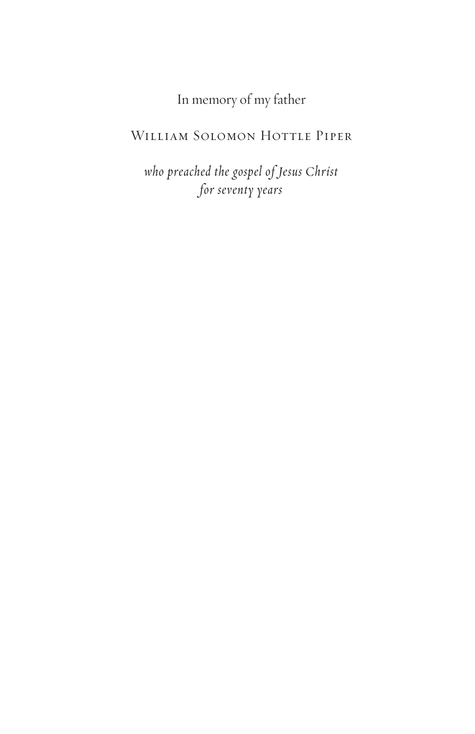In memory of my father

WILLIAM SOLOMON HOTTLE PIPER

*who preached the gospel of Jesus Christ*
*for seventy years*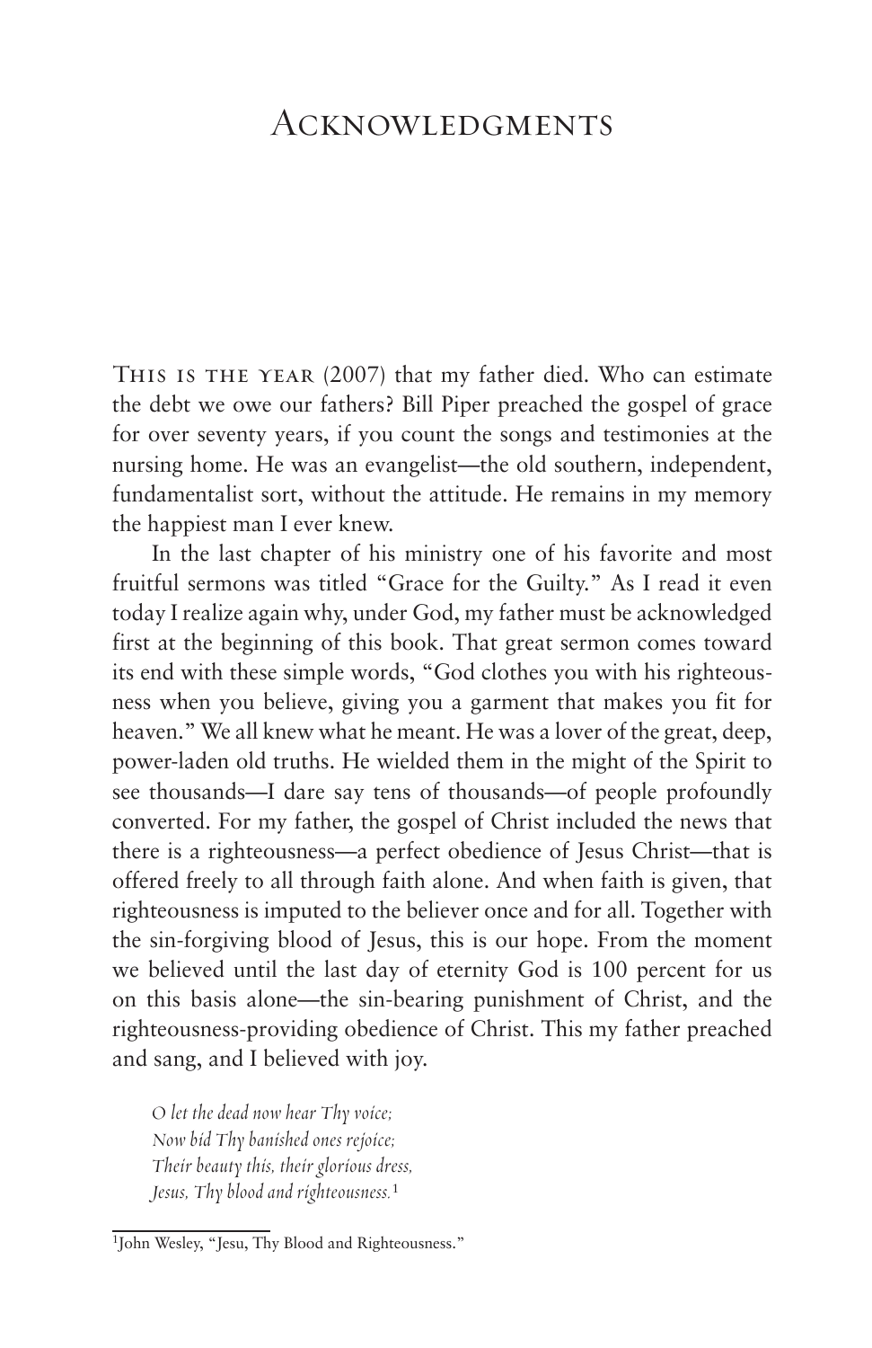# Acknowledgments

This is the year (2007) that my father died. Who can estimate the debt we owe our fathers? Bill Piper preached the gospel of grace for over seventy years, if you count the songs and testimonies at the nursing home. He was an evangelist—the old southern, independent, fundamentalist sort, without the attitude. He remains in my memory the happiest man I ever knew.

In the last chapter of his ministry one of his favorite and most fruitful sermons was titled "Grace for the Guilty." As I read it even today I realize again why, under God, my father must be acknowledged first at the beginning of this book. That great sermon comes toward its end with these simple words, "God clothes you with his righteousness when you believe, giving you a garment that makes you fit for heaven." We all knew what he meant. He was a lover of the great, deep, power-laden old truths. He wielded them in the might of the Spirit to see thousands—I dare say tens of thousands—of people profoundly converted. For my father, the gospel of Christ included the news that there is a righteousness—a perfect obedience of Jesus Christ—that is offered freely to all through faith alone. And when faith is given, that righteousness is imputed to the believer once and for all. Together with the sin-forgiving blood of Jesus, this is our hope. From the moment we believed until the last day of eternity God is 100 percent for us on this basis alone—the sin-bearing punishment of Christ, and the righteousness-providing obedience of Christ. This my father preached and sang, and I believed with joy.

> *O let the dead now hear Thy voice;*
> *Now bid Thy banished ones rejoice;*
> *Their beauty this, their glorious dress,*
> *Jesus, Thy blood and righteousness.*[1]

[1] John Wesley, "Jesu, Thy Blood and Righteousness."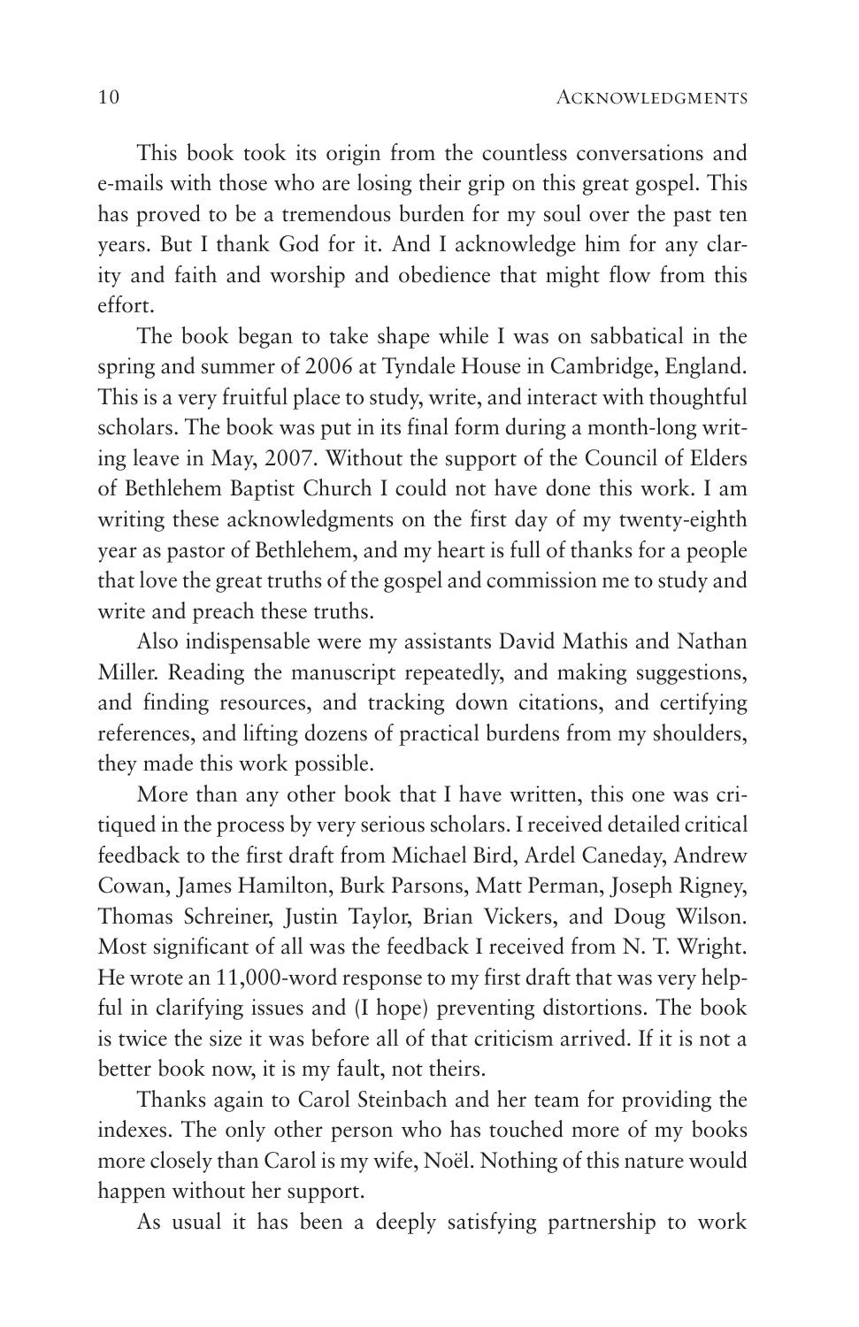This book took its origin from the countless conversations and e-mails with those who are losing their grip on this great gospel. This has proved to be a tremendous burden for my soul over the past ten years. But I thank God for it. And I acknowledge him for any clarity and faith and worship and obedience that might flow from this effort.

The book began to take shape while I was on sabbatical in the spring and summer of 2006 at Tyndale House in Cambridge, England. This is a very fruitful place to study, write, and interact with thoughtful scholars. The book was put in its final form during a month-long writing leave in May, 2007. Without the support of the Council of Elders of Bethlehem Baptist Church I could not have done this work. I am writing these acknowledgments on the first day of my twenty-eighth year as pastor of Bethlehem, and my heart is full of thanks for a people that love the great truths of the gospel and commission me to study and write and preach these truths.

Also indispensable were my assistants David Mathis and Nathan Miller. Reading the manuscript repeatedly, and making suggestions, and finding resources, and tracking down citations, and certifying references, and lifting dozens of practical burdens from my shoulders, they made this work possible.

More than any other book that I have written, this one was critiqued in the process by very serious scholars. I received detailed critical feedback to the first draft from Michael Bird, Ardel Caneday, Andrew Cowan, James Hamilton, Burk Parsons, Matt Perman, Joseph Rigney, Thomas Schreiner, Justin Taylor, Brian Vickers, and Doug Wilson. Most significant of all was the feedback I received from N. T. Wright. He wrote an 11,000-word response to my first draft that was very helpful in clarifying issues and (I hope) preventing distortions. The book is twice the size it was before all of that criticism arrived. If it is not a better book now, it is my fault, not theirs.

Thanks again to Carol Steinbach and her team for providing the indexes. The only other person who has touched more of my books more closely than Carol is my wife, Noël. Nothing of this nature would happen without her support.

As usual it has been a deeply satisfying partnership to work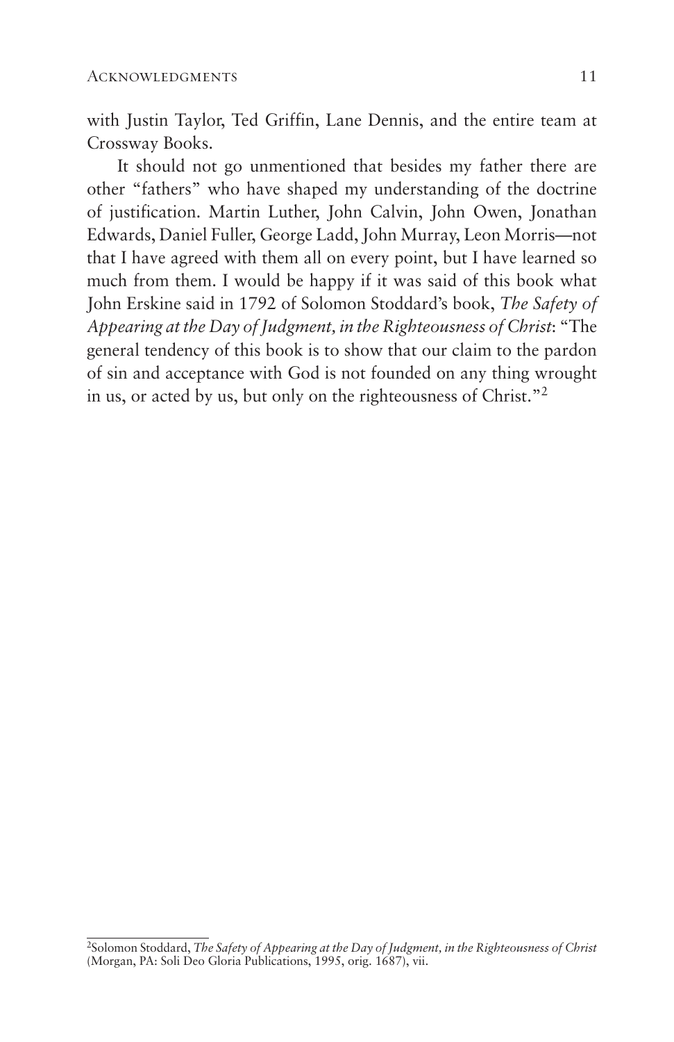with Justin Taylor, Ted Griffin, Lane Dennis, and the entire team at Crossway Books.

It should not go unmentioned that besides my father there are other "fathers" who have shaped my understanding of the doctrine of justification. Martin Luther, John Calvin, John Owen, Jonathan Edwards, Daniel Fuller, George Ladd, John Murray, Leon Morris—not that I have agreed with them all on every point, but I have learned so much from them. I would be happy if it was said of this book what John Erskine said in 1792 of Solomon Stoddard's book, *The Safety of Appearing at the Day of Judgment, in the Righteousness of Christ*: "The general tendency of this book is to show that our claim to the pardon of sin and acceptance with God is not founded on any thing wrought in us, or acted by us, but only on the righteousness of Christ."[2]

---

[2]Solomon Stoddard, *The Safety of Appearing at the Day of Judgment, in the Righteousness of Christ* (Morgan, PA: Soli Deo Gloria Publications, 1995, orig. 1687), vii.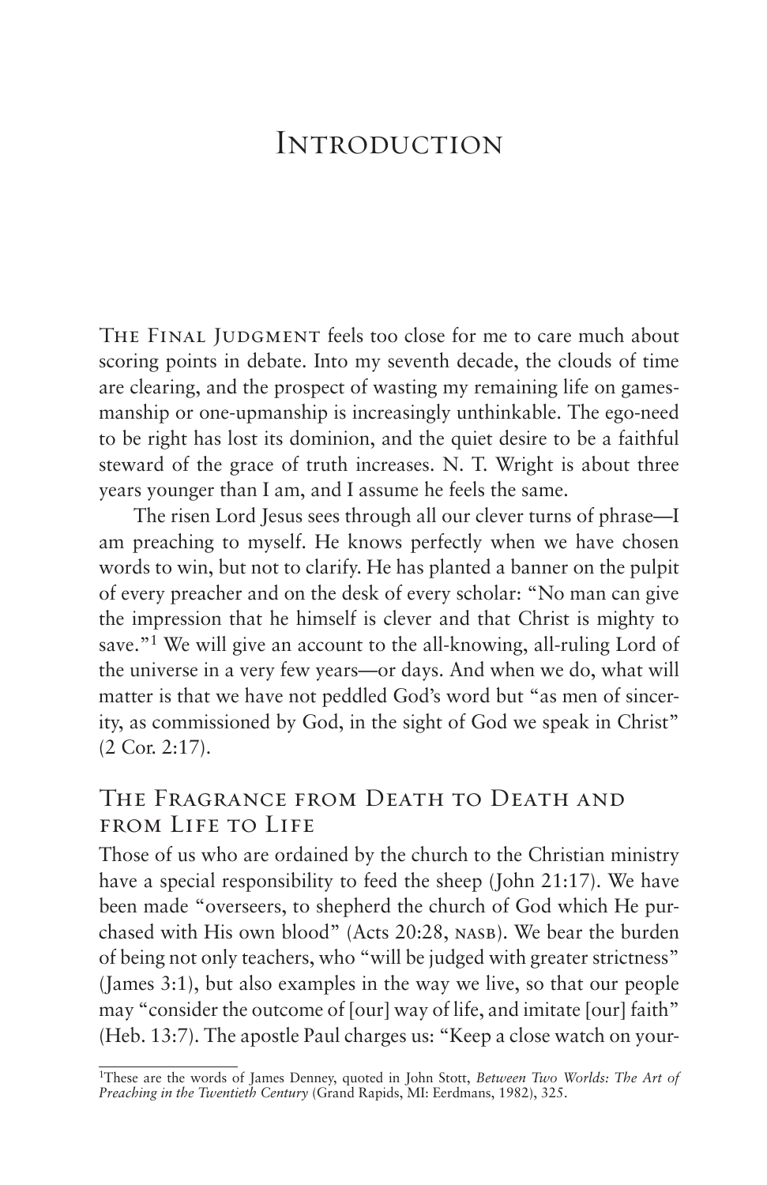# Introduction

The Final Judgment feels too close for me to care much about scoring points in debate. Into my seventh decade, the clouds of time are clearing, and the prospect of wasting my remaining life on gamesmanship or one-upmanship is increasingly unthinkable. The ego-need to be right has lost its dominion, and the quiet desire to be a faithful steward of the grace of truth increases. N. T. Wright is about three years younger than I am, and I assume he feels the same.

The risen Lord Jesus sees through all our clever turns of phrase—I am preaching to myself. He knows perfectly when we have chosen words to win, but not to clarify. He has planted a banner on the pulpit of every preacher and on the desk of every scholar: "No man can give the impression that he himself is clever and that Christ is mighty to save."[1] We will give an account to the all-knowing, all-ruling Lord of the universe in a very few years—or days. And when we do, what will matter is that we have not peddled God's word but "as men of sincerity, as commissioned by God, in the sight of God we speak in Christ" (2 Cor. 2:17).

## The Fragrance from Death to Death and from Life to Life

Those of us who are ordained by the church to the Christian ministry have a special responsibility to feed the sheep (John 21:17). We have been made "overseers, to shepherd the church of God which He purchased with His own blood" (Acts 20:28, NASB). We bear the burden of being not only teachers, who "will be judged with greater strictness" (James 3:1), but also examples in the way we live, so that our people may "consider the outcome of [our] way of life, and imitate [our] faith" (Heb. 13:7). The apostle Paul charges us: "Keep a close watch on your-

[1] These are the words of James Denney, quoted in John Stott, *Between Two Worlds: The Art of Preaching in the Twentieth Century* (Grand Rapids, MI: Eerdmans, 1982), 325.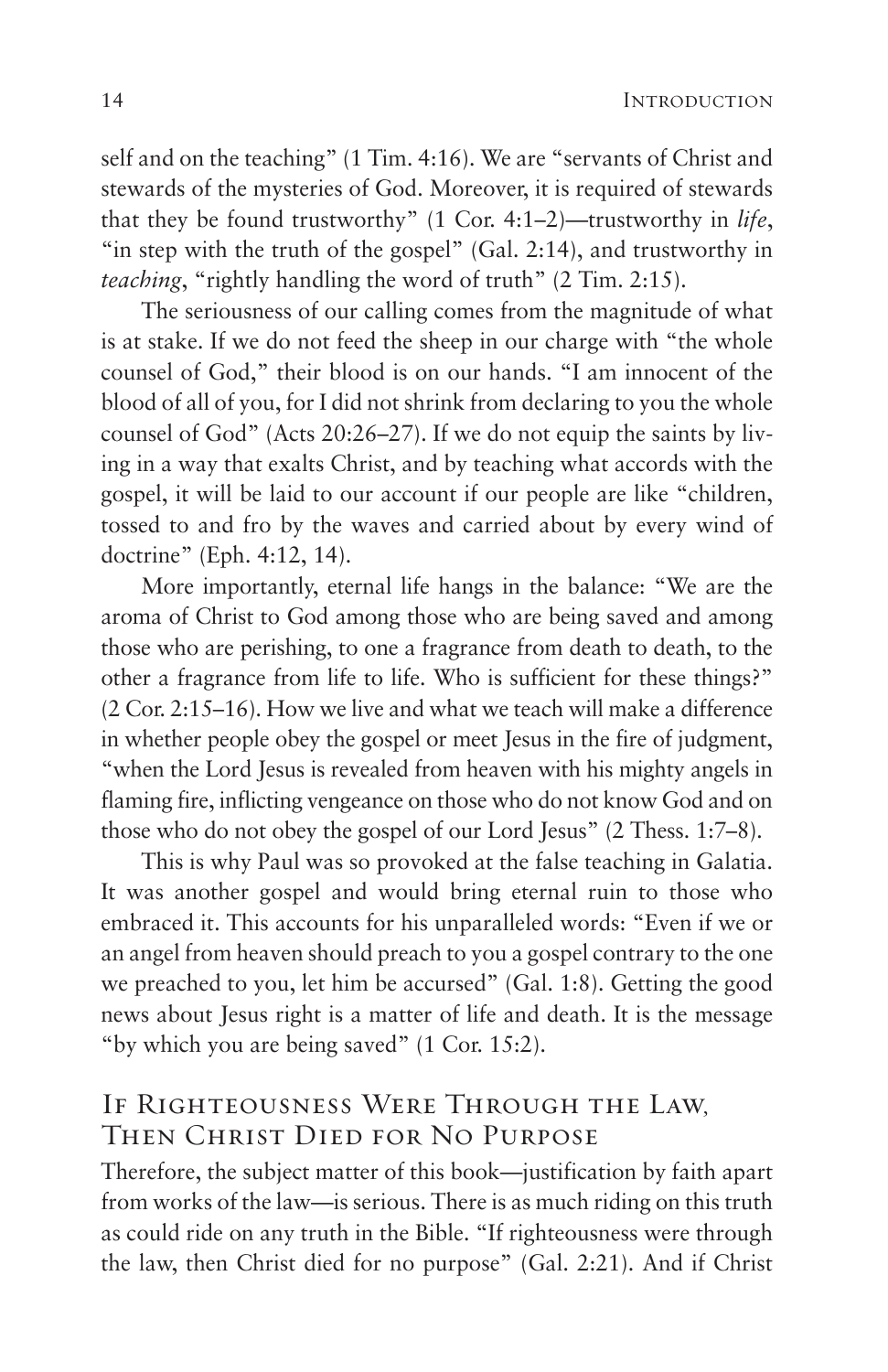self and on the teaching" (1 Tim. 4:16). We are "servants of Christ and stewards of the mysteries of God. Moreover, it is required of stewards that they be found trustworthy" (1 Cor. 4:1–2)—trustworthy in *life*, "in step with the truth of the gospel" (Gal. 2:14), and trustworthy in *teaching*, "rightly handling the word of truth" (2 Tim. 2:15).

The seriousness of our calling comes from the magnitude of what is at stake. If we do not feed the sheep in our charge with "the whole counsel of God," their blood is on our hands. "I am innocent of the blood of all of you, for I did not shrink from declaring to you the whole counsel of God" (Acts 20:26–27). If we do not equip the saints by living in a way that exalts Christ, and by teaching what accords with the gospel, it will be laid to our account if our people are like "children, tossed to and fro by the waves and carried about by every wind of doctrine" (Eph. 4:12, 14).

More importantly, eternal life hangs in the balance: "We are the aroma of Christ to God among those who are being saved and among those who are perishing, to one a fragrance from death to death, to the other a fragrance from life to life. Who is sufficient for these things?" (2 Cor. 2:15–16). How we live and what we teach will make a difference in whether people obey the gospel or meet Jesus in the fire of judgment, "when the Lord Jesus is revealed from heaven with his mighty angels in flaming fire, inflicting vengeance on those who do not know God and on those who do not obey the gospel of our Lord Jesus" (2 Thess. 1:7–8).

This is why Paul was so provoked at the false teaching in Galatia. It was another gospel and would bring eternal ruin to those who embraced it. This accounts for his unparalleled words: "Even if we or an angel from heaven should preach to you a gospel contrary to the one we preached to you, let him be accursed" (Gal. 1:8). Getting the good news about Jesus right is a matter of life and death. It is the message "by which you are being saved" (1 Cor. 15:2).

## If Righteousness Were Through the Law, Then Christ Died for No Purpose

Therefore, the subject matter of this book—justification by faith apart from works of the law—is serious. There is as much riding on this truth as could ride on any truth in the Bible. "If righteousness were through the law, then Christ died for no purpose" (Gal. 2:21). And if Christ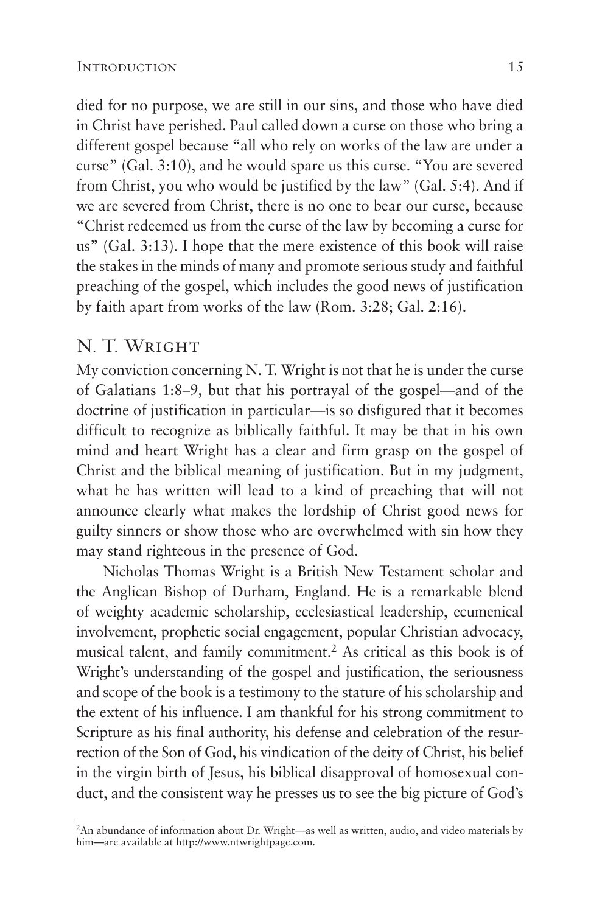died for no purpose, we are still in our sins, and those who have died in Christ have perished. Paul called down a curse on those who bring a different gospel because "all who rely on works of the law are under a curse" (Gal. 3:10), and he would spare us this curse. "You are severed from Christ, you who would be justified by the law" (Gal. 5:4). And if we are severed from Christ, there is no one to bear our curse, because "Christ redeemed us from the curse of the law by becoming a curse for us" (Gal. 3:13). I hope that the mere existence of this book will raise the stakes in the minds of many and promote serious study and faithful preaching of the gospel, which includes the good news of justification by faith apart from works of the law (Rom. 3:28; Gal. 2:16).

## N. T. Wright

My conviction concerning N. T. Wright is not that he is under the curse of Galatians 1:8–9, but that his portrayal of the gospel—and of the doctrine of justification in particular—is so disfigured that it becomes difficult to recognize as biblically faithful. It may be that in his own mind and heart Wright has a clear and firm grasp on the gospel of Christ and the biblical meaning of justification. But in my judgment, what he has written will lead to a kind of preaching that will not announce clearly what makes the lordship of Christ good news for guilty sinners or show those who are overwhelmed with sin how they may stand righteous in the presence of God.

Nicholas Thomas Wright is a British New Testament scholar and the Anglican Bishop of Durham, England. He is a remarkable blend of weighty academic scholarship, ecclesiastical leadership, ecumenical involvement, prophetic social engagement, popular Christian advocacy, musical talent, and family commitment.[2] As critical as this book is of Wright's understanding of the gospel and justification, the seriousness and scope of the book is a testimony to the stature of his scholarship and the extent of his influence. I am thankful for his strong commitment to Scripture as his final authority, his defense and celebration of the resurrection of the Son of God, his vindication of the deity of Christ, his belief in the virgin birth of Jesus, his biblical disapproval of homosexual conduct, and the consistent way he presses us to see the big picture of God's

[2]An abundance of information about Dr. Wright—as well as written, audio, and video materials by him—are available at http://www.ntwrightpage.com.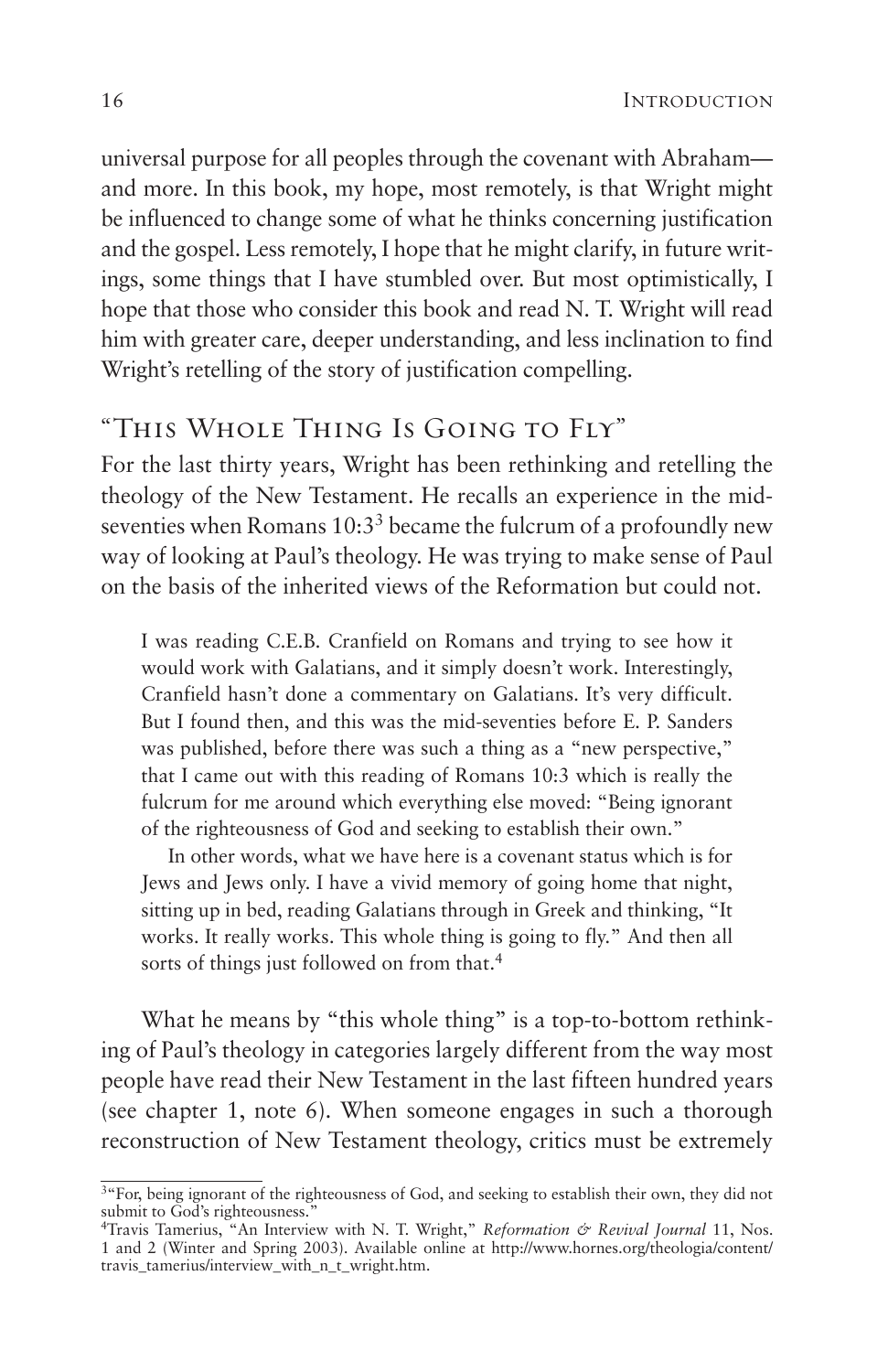universal purpose for all peoples through the covenant with Abraham—and more. In this book, my hope, most remotely, is that Wright might be influenced to change some of what he thinks concerning justification and the gospel. Less remotely, I hope that he might clarify, in future writings, some things that I have stumbled over. But most optimistically, I hope that those who consider this book and read N. T. Wright will read him with greater care, deeper understanding, and less inclination to find Wright's retelling of the story of justification compelling.

## "This Whole Thing Is Going to Fly"

For the last thirty years, Wright has been rethinking and retelling the theology of the New Testament. He recalls an experience in the mid-seventies when Romans 10:3[3] became the fulcrum of a profoundly new way of looking at Paul's theology. He was trying to make sense of Paul on the basis of the inherited views of the Reformation but could not.

> I was reading C.E.B. Cranfield on Romans and trying to see how it would work with Galatians, and it simply doesn't work. Interestingly, Cranfield hasn't done a commentary on Galatians. It's very difficult. But I found then, and this was the mid-seventies before E. P. Sanders was published, before there was such a thing as a "new perspective," that I came out with this reading of Romans 10:3 which is really the fulcrum for me around which everything else moved: "Being ignorant of the righteousness of God and seeking to establish their own."
>
> In other words, what we have here is a covenant status which is for Jews and Jews only. I have a vivid memory of going home that night, sitting up in bed, reading Galatians through in Greek and thinking, "It works. It really works. This whole thing is going to fly." And then all sorts of things just followed on from that.[4]

What he means by "this whole thing" is a top-to-bottom rethinking of Paul's theology in categories largely different from the way most people have read their New Testament in the last fifteen hundred years (see chapter 1, note 6). When someone engages in such a thorough reconstruction of New Testament theology, critics must be extremely

---

[3]"For, being ignorant of the righteousness of God, and seeking to establish their own, they did not submit to God's righteousness."

[4]Travis Tamerius, "An Interview with N. T. Wright," *Reformation & Revival Journal* 11, Nos. 1 and 2 (Winter and Spring 2003). Available online at http://www.hornes.org/theologia/content/travis_tamerius/interview_with_n_t_wright.htm.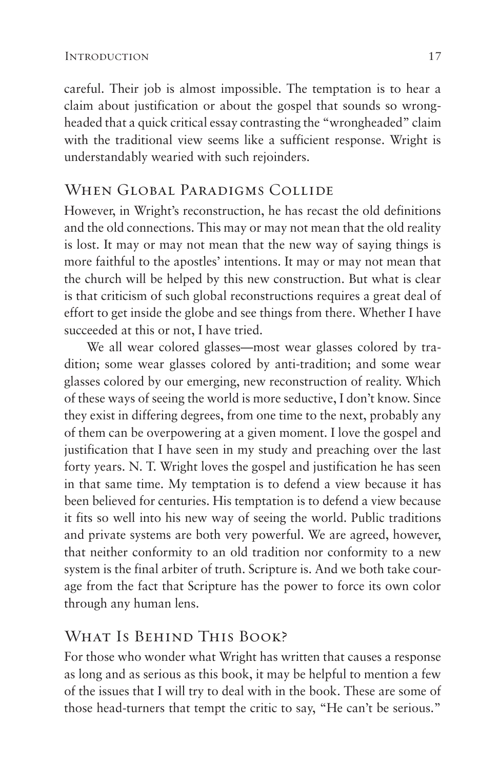careful. Their job is almost impossible. The temptation is to hear a claim about justification or about the gospel that sounds so wrongheaded that a quick critical essay contrasting the "wrongheaded" claim with the traditional view seems like a sufficient response. Wright is understandably wearied with such rejoinders.

## When Global Paradigms Collide

However, in Wright's reconstruction, he has recast the old definitions and the old connections. This may or may not mean that the old reality is lost. It may or may not mean that the new way of saying things is more faithful to the apostles' intentions. It may or may not mean that the church will be helped by this new construction. But what is clear is that criticism of such global reconstructions requires a great deal of effort to get inside the globe and see things from there. Whether I have succeeded at this or not, I have tried.

We all wear colored glasses—most wear glasses colored by tradition; some wear glasses colored by anti-tradition; and some wear glasses colored by our emerging, new reconstruction of reality. Which of these ways of seeing the world is more seductive, I don't know. Since they exist in differing degrees, from one time to the next, probably any of them can be overpowering at a given moment. I love the gospel and justification that I have seen in my study and preaching over the last forty years. N. T. Wright loves the gospel and justification he has seen in that same time. My temptation is to defend a view because it has been believed for centuries. His temptation is to defend a view because it fits so well into his new way of seeing the world. Public traditions and private systems are both very powerful. We are agreed, however, that neither conformity to an old tradition nor conformity to a new system is the final arbiter of truth. Scripture is. And we both take courage from the fact that Scripture has the power to force its own color through any human lens.

## What Is Behind This Book?

For those who wonder what Wright has written that causes a response as long and as serious as this book, it may be helpful to mention a few of the issues that I will try to deal with in the book. These are some of those head-turners that tempt the critic to say, "He can't be serious."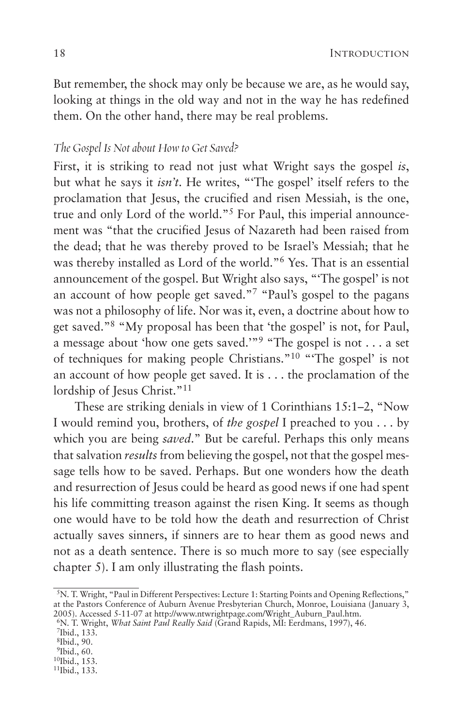But remember, the shock may only be because we are, as he would say, looking at things in the old way and not in the way he has redefined them. On the other hand, there may be real problems.

### *The Gospel Is Not about How to Get Saved?*

First, it is striking to read not just what Wright says the gospel *is*, but what he says it *isn't*. He writes, "'The gospel' itself refers to the proclamation that Jesus, the crucified and risen Messiah, is the one, true and only Lord of the world."[5] For Paul, this imperial announcement was "that the crucified Jesus of Nazareth had been raised from the dead; that he was thereby proved to be Israel's Messiah; that he was thereby installed as Lord of the world."[6] Yes. That is an essential announcement of the gospel. But Wright also says, "'The gospel' is not an account of how people get saved."[7] "Paul's gospel to the pagans was not a philosophy of life. Nor was it, even, a doctrine about how to get saved."[8] "My proposal has been that 'the gospel' is not, for Paul, a message about 'how one gets saved.'"[9] "The gospel is not . . . a set of techniques for making people Christians."[10] "'The gospel' is not an account of how people get saved. It is . . . the proclamation of the lordship of Jesus Christ."[11]

These are striking denials in view of 1 Corinthians 15:1–2, "Now I would remind you, brothers, of *the gospel* I preached to you . . . by which you are being *saved*." But be careful. Perhaps this only means that salvation *results* from believing the gospel, not that the gospel message tells how to be saved. Perhaps. But one wonders how the death and resurrection of Jesus could be heard as good news if one had spent his life committing treason against the risen King. It seems as though one would have to be told how the death and resurrection of Christ actually saves sinners, if sinners are to hear them as good news and not as a death sentence. There is so much more to say (see especially chapter 5). I am only illustrating the flash points.

---

[5] N. T. Wright, "Paul in Different Perspectives: Lecture 1: Starting Points and Opening Reflections," at the Pastors Conference of Auburn Avenue Presbyterian Church, Monroe, Louisiana (January 3, 2005). Accessed 5-11-07 at http://www.ntwrightpage.com/Wright_Auburn_Paul.htm.

[6] N. T. Wright, *What Saint Paul Really Said* (Grand Rapids, MI: Eerdmans, 1997), 46.

[7] Ibid., 133.

[8] Ibid., 90.

[9] Ibid., 60.

[10] Ibid., 153.

[11] Ibid., 133.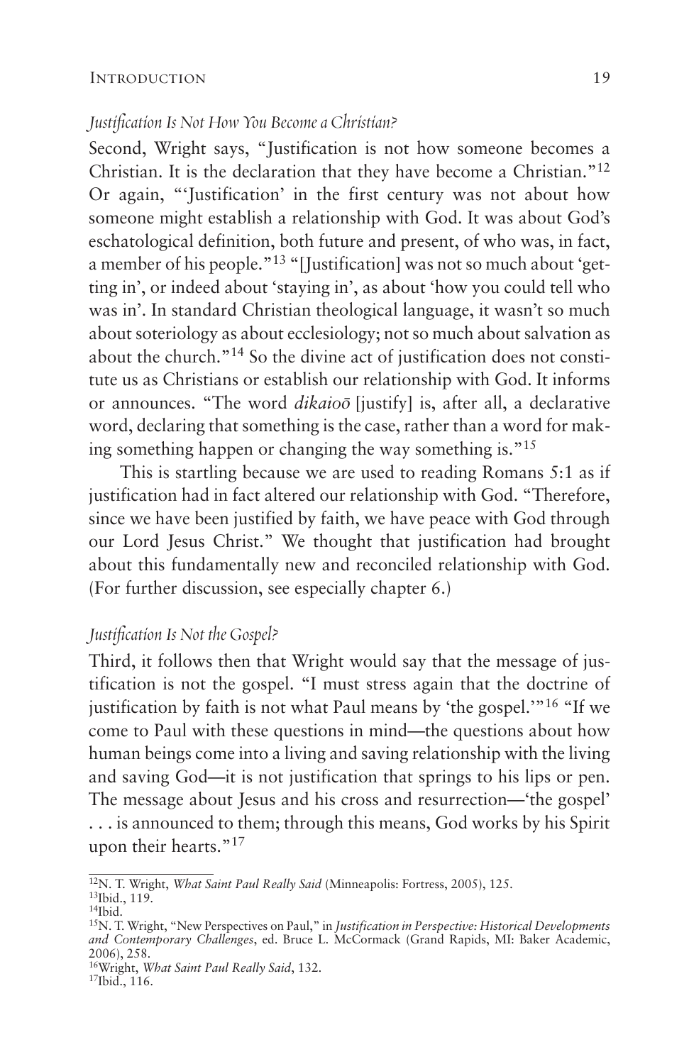### *Justification Is Not How You Become a Christian?*

Second, Wright says, "Justification is not how someone becomes a Christian. It is the declaration that they have become a Christian."[12] Or again, "'Justification' in the first century was not about how someone might establish a relationship with God. It was about God's eschatological definition, both future and present, of who was, in fact, a member of his people."[13] "[Justification] was not so much about 'getting in', or indeed about 'staying in', as about 'how you could tell who was in'. In standard Christian theological language, it wasn't so much about soteriology as about ecclesiology; not so much about salvation as about the church."[14] So the divine act of justification does not constitute us as Christians or establish our relationship with God. It informs or announces. "The word *dikaioō* [justify] is, after all, a declarative word, declaring that something is the case, rather than a word for making something happen or changing the way something is."[15]

This is startling because we are used to reading Romans 5:1 as if justification had in fact altered our relationship with God. "Therefore, since we have been justified by faith, we have peace with God through our Lord Jesus Christ." We thought that justification had brought about this fundamentally new and reconciled relationship with God. (For further discussion, see especially chapter 6.)

### *Justification Is Not the Gospel?*

Third, it follows then that Wright would say that the message of justification is not the gospel. "I must stress again that the doctrine of justification by faith is not what Paul means by 'the gospel.'"[16] "If we come to Paul with these questions in mind—the questions about how human beings come into a living and saving relationship with the living and saving God—it is not justification that springs to his lips or pen. The message about Jesus and his cross and resurrection—'the gospel' . . . is announced to them; through this means, God works by his Spirit upon their hearts."[17]

---

[12] N. T. Wright, *What Saint Paul Really Said* (Minneapolis: Fortress, 2005), 125.
[13] Ibid., 119.
[14] Ibid.
[15] N. T. Wright, "New Perspectives on Paul," in *Justification in Perspective: Historical Developments and Contemporary Challenges*, ed. Bruce L. McCormack (Grand Rapids, MI: Baker Academic, 2006), 258.
[16] Wright, *What Saint Paul Really Said*, 132.
[17] Ibid., 116.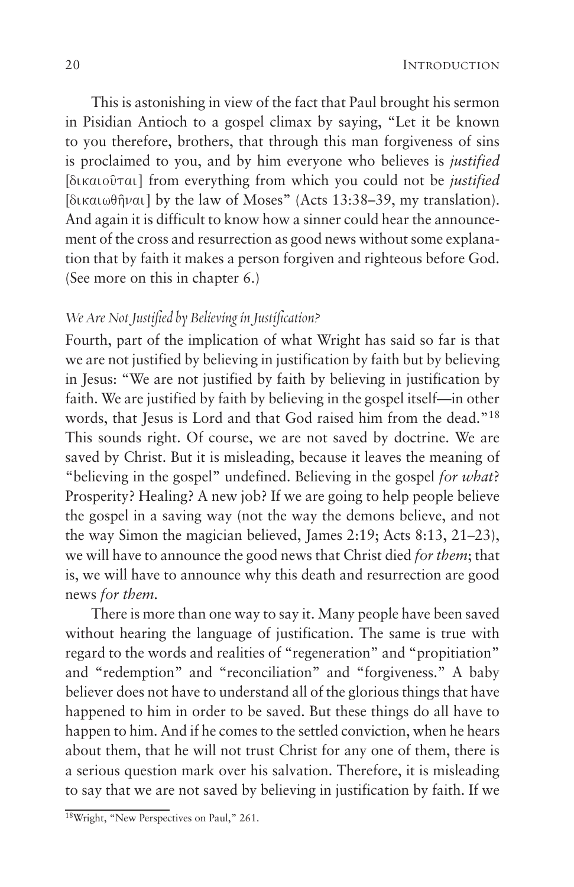This is astonishing in view of the fact that Paul brought his sermon in Pisidian Antioch to a gospel climax by saying, "Let it be known to you therefore, brothers, that through this man forgiveness of sins is proclaimed to you, and by him everyone who believes is *justified* [δικαιοῦται] from everything from which you could not be *justified* [δικαιωθῆναι] by the law of Moses" (Acts 13:38–39, my translation). And again it is difficult to know how a sinner could hear the announcement of the cross and resurrection as good news without some explanation that by faith it makes a person forgiven and righteous before God. (See more on this in chapter 6.)

### *We Are Not Justified by Believing in Justification?*

Fourth, part of the implication of what Wright has said so far is that we are not justified by believing in justification by faith but by believing in Jesus: "We are not justified by faith by believing in justification by faith. We are justified by faith by believing in the gospel itself—in other words, that Jesus is Lord and that God raised him from the dead."[18] This sounds right. Of course, we are not saved by doctrine. We are saved by Christ. But it is misleading, because it leaves the meaning of "believing in the gospel" undefined. Believing in the gospel *for what*? Prosperity? Healing? A new job? If we are going to help people believe the gospel in a saving way (not the way the demons believe, and not the way Simon the magician believed, James 2:19; Acts 8:13, 21–23), we will have to announce the good news that Christ died *for them*; that is, we will have to announce why this death and resurrection are good news *for them*.

There is more than one way to say it. Many people have been saved without hearing the language of justification. The same is true with regard to the words and realities of "regeneration" and "propitiation" and "redemption" and "reconciliation" and "forgiveness." A baby believer does not have to understand all of the glorious things that have happened to him in order to be saved. But these things do all have to happen to him. And if he comes to the settled conviction, when he hears about them, that he will not trust Christ for any one of them, there is a serious question mark over his salvation. Therefore, it is misleading to say that we are not saved by believing in justification by faith. If we

[18] Wright, "New Perspectives on Paul," 261.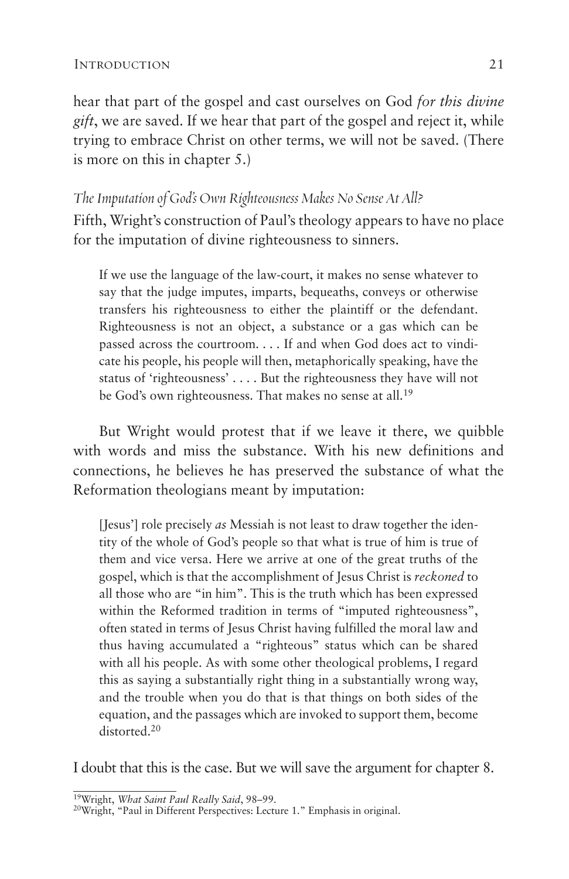hear that part of the gospel and cast ourselves on God *for this divine gift*, we are saved. If we hear that part of the gospel and reject it, while trying to embrace Christ on other terms, we will not be saved. (There is more on this in chapter 5.)

### *The Imputation of God's Own Righteousness Makes No Sense At All?*

Fifth, Wright's construction of Paul's theology appears to have no place for the imputation of divine righteousness to sinners.

> If we use the language of the law-court, it makes no sense whatever to say that the judge imputes, imparts, bequeaths, conveys or otherwise transfers his righteousness to either the plaintiff or the defendant. Righteousness is not an object, a substance or a gas which can be passed across the courtroom. . . . If and when God does act to vindicate his people, his people will then, metaphorically speaking, have the status of 'righteousness' . . . . But the righteousness they have will not be God's own righteousness. That makes no sense at all.[19]

But Wright would protest that if we leave it there, we quibble with words and miss the substance. With his new definitions and connections, he believes he has preserved the substance of what the Reformation theologians meant by imputation:

> [Jesus'] role precisely *as* Messiah is not least to draw together the identity of the whole of God's people so that what is true of him is true of them and vice versa. Here we arrive at one of the great truths of the gospel, which is that the accomplishment of Jesus Christ is *reckoned* to all those who are "in him". This is the truth which has been expressed within the Reformed tradition in terms of "imputed righteousness", often stated in terms of Jesus Christ having fulfilled the moral law and thus having accumulated a "righteous" status which can be shared with all his people. As with some other theological problems, I regard this as saying a substantially right thing in a substantially wrong way, and the trouble when you do that is that things on both sides of the equation, and the passages which are invoked to support them, become distorted.[20]

I doubt that this is the case. But we will save the argument for chapter 8.

---

[19] Wright, *What Saint Paul Really Said*, 98–99.

[20] Wright, "Paul in Different Perspectives: Lecture 1." Emphasis in original.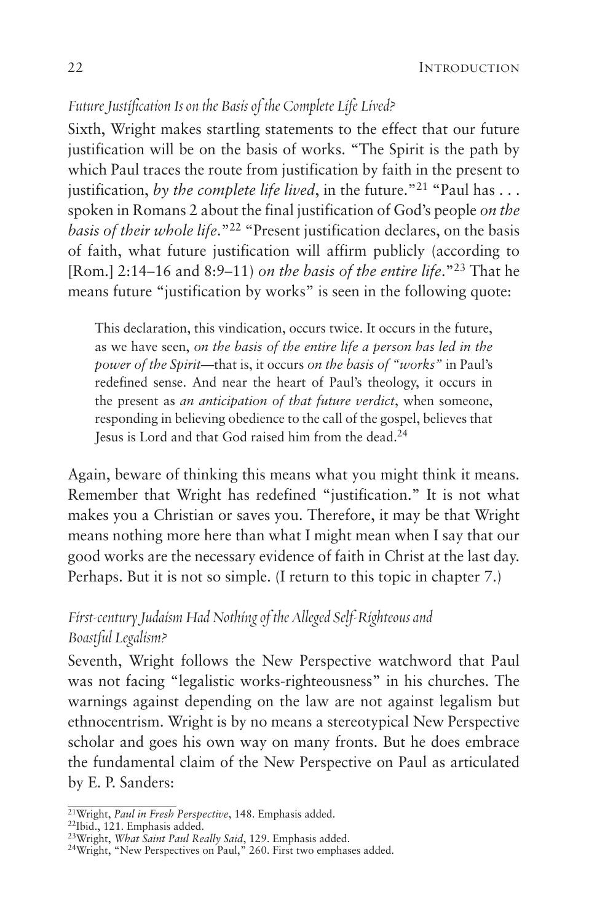### *Future Justification Is on the Basis of the Complete Life Lived?*

Sixth, Wright makes startling statements to the effect that our future justification will be on the basis of works. "The Spirit is the path by which Paul traces the route from justification by faith in the present to justification, *by the complete life lived*, in the future."[21] "Paul has . . . spoken in Romans 2 about the final justification of God's people *on the basis of their whole life*."[22] "Present justification declares, on the basis of faith, what future justification will affirm publicly (according to [Rom.] 2:14–16 and 8:9–11) *on the basis of the entire life*."[23] That he means future "justification by works" is seen in the following quote:

> This declaration, this vindication, occurs twice. It occurs in the future, as we have seen, *on the basis of the entire life a person has led in the power of the Spirit*—that is, it occurs *on the basis of "works"* in Paul's redefined sense. And near the heart of Paul's theology, it occurs in the present as *an anticipation of that future verdict*, when someone, responding in believing obedience to the call of the gospel, believes that Jesus is Lord and that God raised him from the dead.[24]

Again, beware of thinking this means what you might think it means. Remember that Wright has redefined "justification." It is not what makes you a Christian or saves you. Therefore, it may be that Wright means nothing more here than what I might mean when I say that our good works are the necessary evidence of faith in Christ at the last day. Perhaps. But it is not so simple. (I return to this topic in chapter 7.)

### *First-century Judaism Had Nothing of the Alleged Self-Righteous and Boastful Legalism?*

Seventh, Wright follows the New Perspective watchword that Paul was not facing "legalistic works-righteousness" in his churches. The warnings against depending on the law are not against legalism but ethnocentrism. Wright is by no means a stereotypical New Perspective scholar and goes his own way on many fronts. But he does embrace the fundamental claim of the New Perspective on Paul as articulated by E. P. Sanders:

---

[21] Wright, *Paul in Fresh Perspective*, 148. Emphasis added.
[22] Ibid., 121. Emphasis added.
[23] Wright, *What Saint Paul Really Said*, 129. Emphasis added.
[24] Wright, "New Perspectives on Paul," 260. First two emphases added.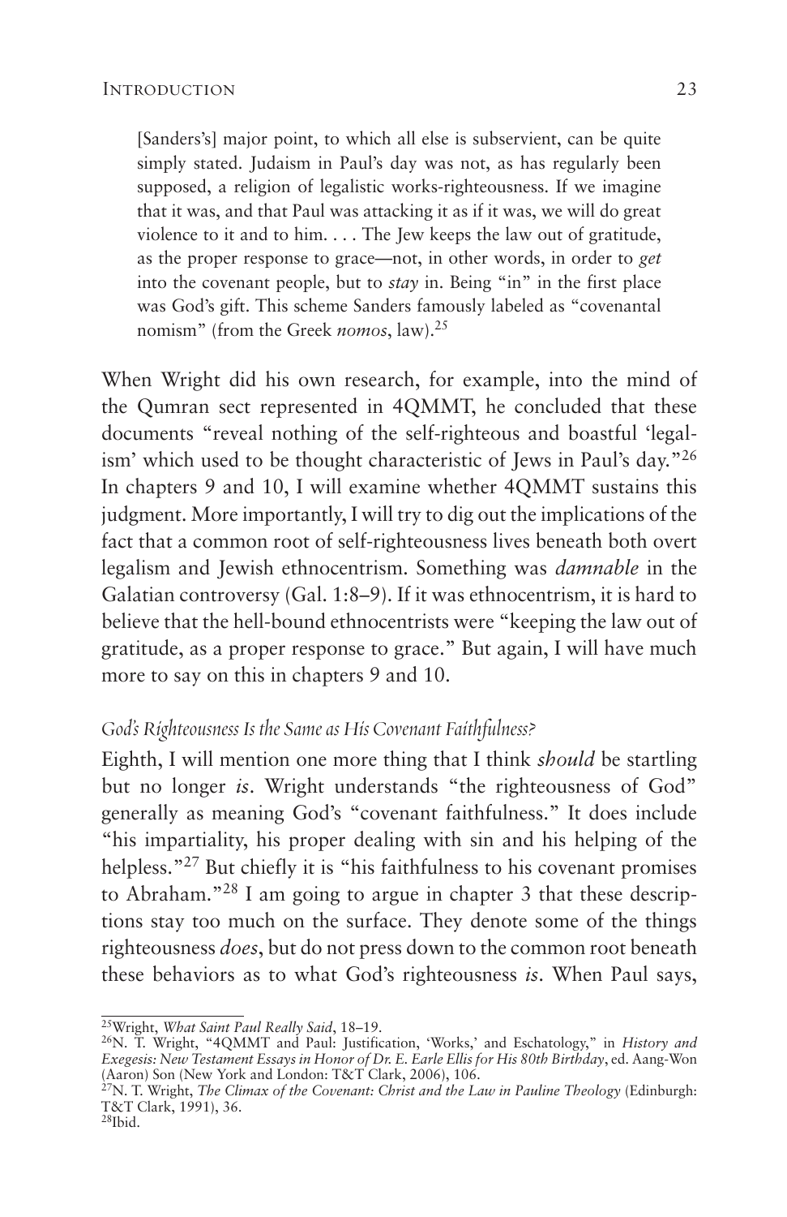> [Sanders's] major point, to which all else is subservient, can be quite simply stated. Judaism in Paul's day was not, as has regularly been supposed, a religion of legalistic works-righteousness. If we imagine that it was, and that Paul was attacking it as if it was, we will do great violence to it and to him. . . . The Jew keeps the law out of gratitude, as the proper response to grace—not, in other words, in order to *get* into the covenant people, but to *stay* in. Being "in" in the first place was God's gift. This scheme Sanders famously labeled as "covenantal nomism" (from the Greek *nomos*, law).[25]

When Wright did his own research, for example, into the mind of the Qumran sect represented in 4QMMT, he concluded that these documents "reveal nothing of the self-righteous and boastful 'legalism' which used to be thought characteristic of Jews in Paul's day."[26] In chapters 9 and 10, I will examine whether 4QMMT sustains this judgment. More importantly, I will try to dig out the implications of the fact that a common root of self-righteousness lives beneath both overt legalism and Jewish ethnocentrism. Something was *damnable* in the Galatian controversy (Gal. 1:8–9). If it was ethnocentrism, it is hard to believe that the hell-bound ethnocentrists were "keeping the law out of gratitude, as a proper response to grace." But again, I will have much more to say on this in chapters 9 and 10.

### *God's Righteousness Is the Same as His Covenant Faithfulness?*

Eighth, I will mention one more thing that I think *should* be startling but no longer *is*. Wright understands "the righteousness of God" generally as meaning God's "covenant faithfulness." It does include "his impartiality, his proper dealing with sin and his helping of the helpless."[27] But chiefly it is "his faithfulness to his covenant promises to Abraham."[28] I am going to argue in chapter 3 that these descriptions stay too much on the surface. They denote some of the things righteousness *does*, but do not press down to the common root beneath these behaviors as to what God's righteousness *is*. When Paul says,

---

[25] Wright, *What Saint Paul Really Said*, 18–19.

[26] N. T. Wright, "4QMMT and Paul: Justification, 'Works,' and Eschatology," in *History and Exegesis: New Testament Essays in Honor of Dr. E. Earle Ellis for His 80th Birthday*, ed. Aang-Won (Aaron) Son (New York and London: T&T Clark, 2006), 106.

[27] N. T. Wright, *The Climax of the Covenant: Christ and the Law in Pauline Theology* (Edinburgh: T&T Clark, 1991), 36.

[28] Ibid.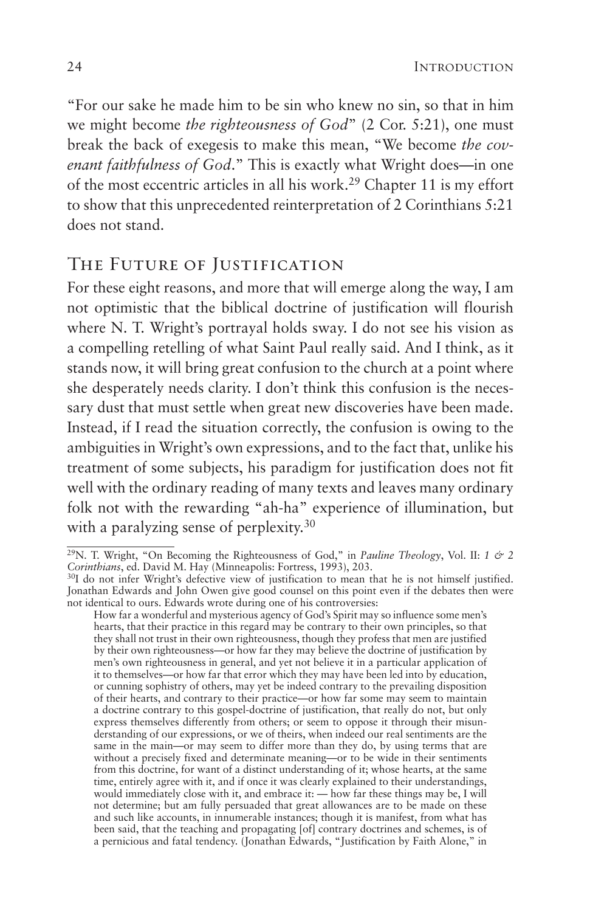"For our sake he made him to be sin who knew no sin, so that in him we might become *the righteousness of God*" (2 Cor. 5:21), one must break the back of exegesis to make this mean, "We become *the covenant faithfulness of God*." This is exactly what Wright does—in one of the most eccentric articles in all his work.[29] Chapter 11 is my effort to show that this unprecedented reinterpretation of 2 Corinthians 5:21 does not stand.

## The Future of Justification

For these eight reasons, and more that will emerge along the way, I am not optimistic that the biblical doctrine of justification will flourish where N. T. Wright's portrayal holds sway. I do not see his vision as a compelling retelling of what Saint Paul really said. And I think, as it stands now, it will bring great confusion to the church at a point where she desperately needs clarity. I don't think this confusion is the necessary dust that must settle when great new discoveries have been made. Instead, if I read the situation correctly, the confusion is owing to the ambiguities in Wright's own expressions, and to the fact that, unlike his treatment of some subjects, his paradigm for justification does not fit well with the ordinary reading of many texts and leaves many ordinary folk not with the rewarding "ah-ha" experience of illumination, but with a paralyzing sense of perplexity.[30]

---

[29]N. T. Wright, "On Becoming the Righteousness of God," in *Pauline Theology*, Vol. II: *1 & 2 Corinthians*, ed. David M. Hay (Minneapolis: Fortress, 1993), 203.

[30]I do not infer Wright's defective view of justification to mean that he is not himself justified. Jonathan Edwards and John Owen give good counsel on this point even if the debates then were not identical to ours. Edwards wrote during one of his controversies:

> How far a wonderful and mysterious agency of God's Spirit may so influence some men's hearts, that their practice in this regard may be contrary to their own principles, so that they shall not trust in their own righteousness, though they profess that men are justified by their own righteousness—or how far they may believe the doctrine of justification by men's own righteousness in general, and yet not believe it in a particular application of it to themselves—or how far that error which they may have been led into by education, or cunning sophistry of others, may yet be indeed contrary to the prevailing disposition of their hearts, and contrary to their practice—or how far some may seem to maintain a doctrine contrary to this gospel-doctrine of justification, that really do not, but only express themselves differently from others; or seem to oppose it through their misunderstanding of our expressions, or we of theirs, when indeed our real sentiments are the same in the main—or may seem to differ more than they do, by using terms that are without a precisely fixed and determinate meaning—or to be wide in their sentiments from this doctrine, for want of a distinct understanding of it; whose hearts, at the same time, entirely agree with it, and if once it was clearly explained to their understandings, would immediately close with it, and embrace it: — how far these things may be, I will not determine; but am fully persuaded that great allowances are to be made on these and such like accounts, in innumerable instances; though it is manifest, from what has been said, that the teaching and propagating [of] contrary doctrines and schemes, is of a pernicious and fatal tendency. (Jonathan Edwards, "Justification by Faith Alone," in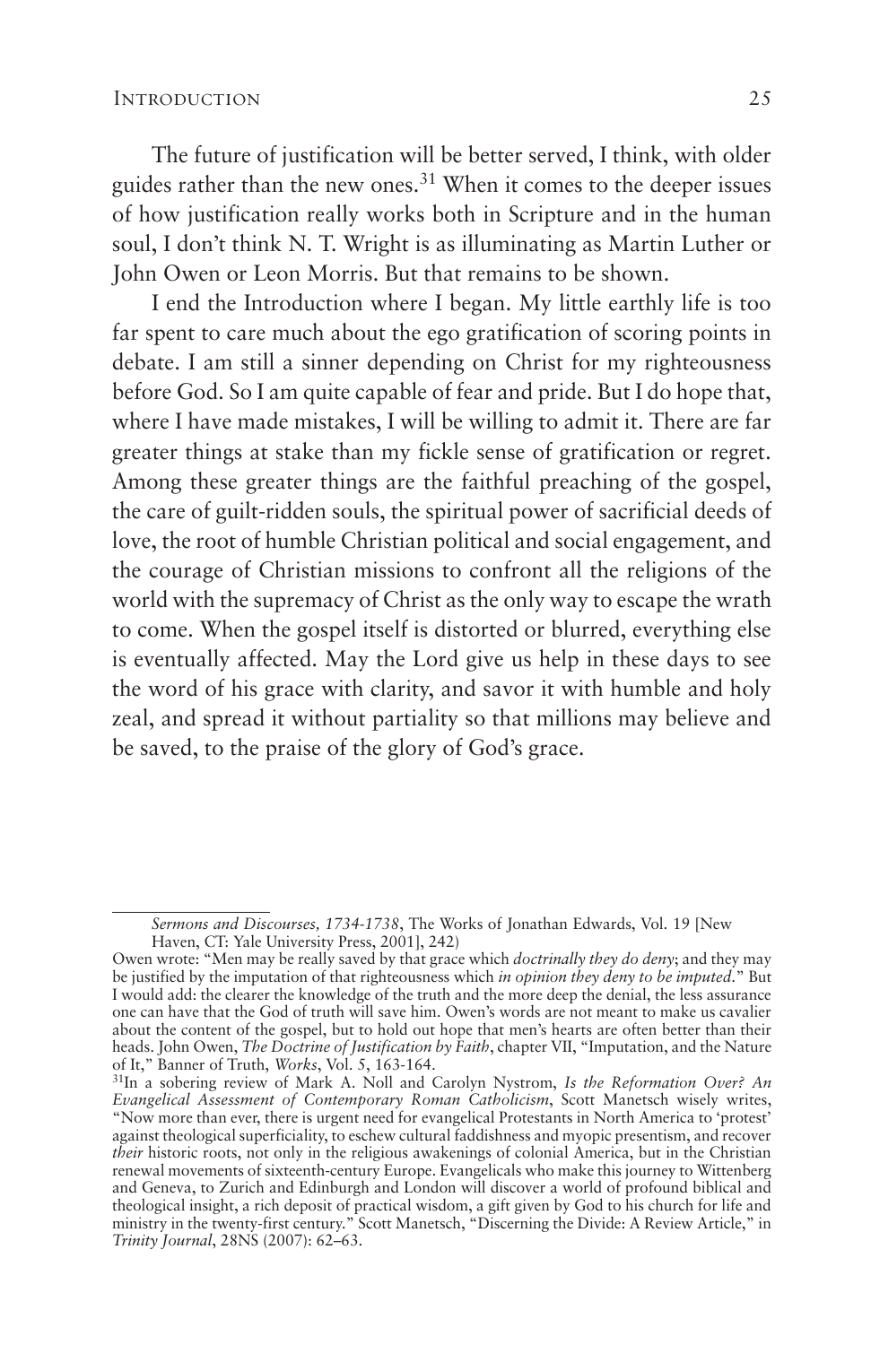The future of justification will be better served, I think, with older guides rather than the new ones.[31] When it comes to the deeper issues of how justification really works both in Scripture and in the human soul, I don't think N. T. Wright is as illuminating as Martin Luther or John Owen or Leon Morris. But that remains to be shown.

I end the Introduction where I began. My little earthly life is too far spent to care much about the ego gratification of scoring points in debate. I am still a sinner depending on Christ for my righteousness before God. So I am quite capable of fear and pride. But I do hope that, where I have made mistakes, I will be willing to admit it. There are far greater things at stake than my fickle sense of gratification or regret. Among these greater things are the faithful preaching of the gospel, the care of guilt-ridden souls, the spiritual power of sacrificial deeds of love, the root of humble Christian political and social engagement, and the courage of Christian missions to confront all the religions of the world with the supremacy of Christ as the only way to escape the wrath to come. When the gospel itself is distorted or blurred, everything else is eventually affected. May the Lord give us help in these days to see the word of his grace with clarity, and savor it with humble and holy zeal, and spread it without partiality so that millions may believe and be saved, to the praise of the glory of God's grace.

---

*Sermons and Discourses, 1734-1738*, The Works of Jonathan Edwards, Vol. 19 [New Haven, CT: Yale University Press, 2001], 242)

Owen wrote: "Men may be really saved by that grace which *doctrinally they do deny*; and they may be justified by the imputation of that righteousness which *in opinion they deny to be imputed*." But I would add: the clearer the knowledge of the truth and the more deep the denial, the less assurance one can have that the God of truth will save him. Owen's words are not meant to make us cavalier about the content of the gospel, but to hold out hope that men's hearts are often better than their heads. John Owen, *The Doctrine of Justification by Faith*, chapter VII, "Imputation, and the Nature of It," Banner of Truth, *Works*, Vol. 5, 163-164.

[31] In a sobering review of Mark A. Noll and Carolyn Nystrom, *Is the Reformation Over? An Evangelical Assessment of Contemporary Roman Catholicism*, Scott Manetsch wisely writes, "Now more than ever, there is urgent need for evangelical Protestants in North America to 'protest' against theological superficiality, to eschew cultural faddishness and myopic presentism, and recover *their* historic roots, not only in the religious awakenings of colonial America, but in the Christian renewal movements of sixteenth-century Europe. Evangelicals who make this journey to Wittenberg and Geneva, to Zurich and Edinburgh and London will discover a world of profound biblical and theological insight, a rich deposit of practical wisdom, a gift given by God to his church for life and ministry in the twenty-first century." Scott Manetsch, "Discerning the Divide: A Review Article," in *Trinity Journal*, 28NS (2007): 62–63.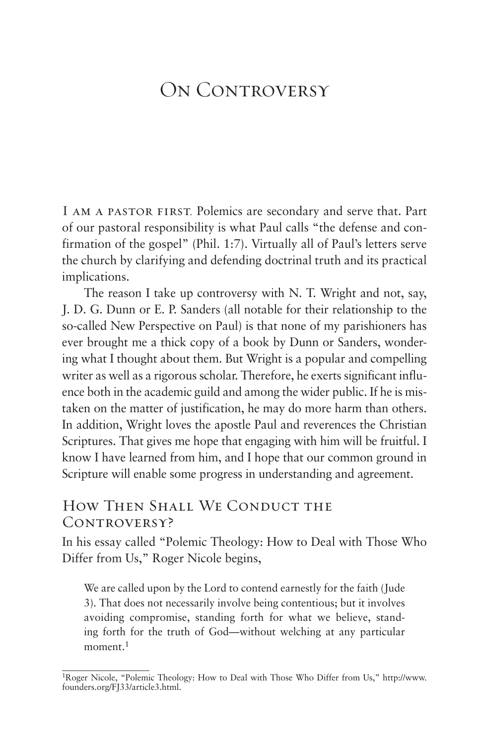# On Controversy

I am a pastor first. Polemics are secondary and serve that. Part of our pastoral responsibility is what Paul calls "the defense and confirmation of the gospel" (Phil. 1:7). Virtually all of Paul's letters serve the church by clarifying and defending doctrinal truth and its practical implications.

The reason I take up controversy with N. T. Wright and not, say, J. D. G. Dunn or E. P. Sanders (all notable for their relationship to the so-called New Perspective on Paul) is that none of my parishioners has ever brought me a thick copy of a book by Dunn or Sanders, wondering what I thought about them. But Wright is a popular and compelling writer as well as a rigorous scholar. Therefore, he exerts significant influence both in the academic guild and among the wider public. If he is mistaken on the matter of justification, he may do more harm than others. In addition, Wright loves the apostle Paul and reverences the Christian Scriptures. That gives me hope that engaging with him will be fruitful. I know I have learned from him, and I hope that our common ground in Scripture will enable some progress in understanding and agreement.

## How Then Shall We Conduct the Controversy?

In his essay called "Polemic Theology: How to Deal with Those Who Differ from Us," Roger Nicole begins,

> We are called upon by the Lord to contend earnestly for the faith (Jude 3). That does not necessarily involve being contentious; but it involves avoiding compromise, standing forth for what we believe, standing forth for the truth of God—without welching at any particular moment.[1]

[1]Roger Nicole, "Polemic Theology: How to Deal with Those Who Differ from Us," http://www.founders.org/FJ33/article3.html.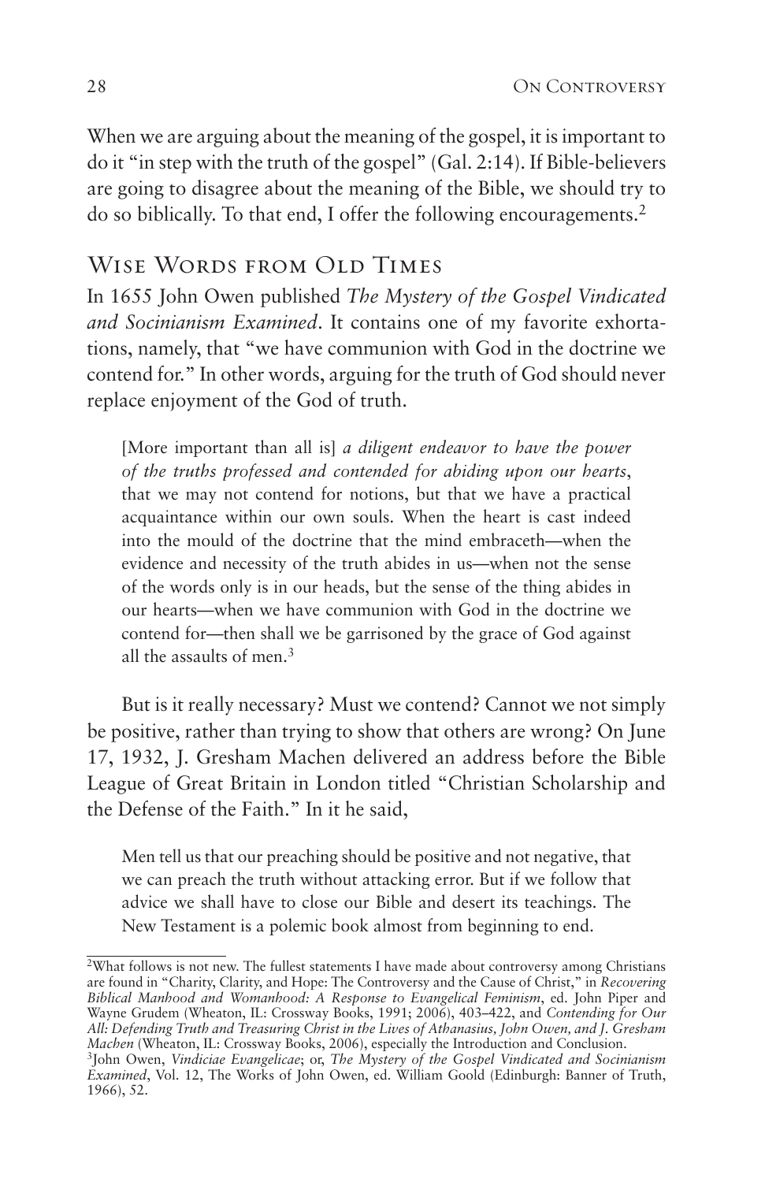When we are arguing about the meaning of the gospel, it is important to do it "in step with the truth of the gospel" (Gal. 2:14). If Bible-believers are going to disagree about the meaning of the Bible, we should try to do so biblically. To that end, I offer the following encouragements.[2]

## Wise Words from Old Times

In 1655 John Owen published *The Mystery of the Gospel Vindicated and Socinianism Examined*. It contains one of my favorite exhortations, namely, that "we have communion with God in the doctrine we contend for." In other words, arguing for the truth of God should never replace enjoyment of the God of truth.

> [More important than all is] *a diligent endeavor to have the power of the truths professed and contended for abiding upon our hearts*, that we may not contend for notions, but that we have a practical acquaintance within our own souls. When the heart is cast indeed into the mould of the doctrine that the mind embraceth—when the evidence and necessity of the truth abides in us—when not the sense of the words only is in our heads, but the sense of the thing abides in our hearts—when we have communion with God in the doctrine we contend for—then shall we be garrisoned by the grace of God against all the assaults of men.[3]

But is it really necessary? Must we contend? Cannot we not simply be positive, rather than trying to show that others are wrong? On June 17, 1932, J. Gresham Machen delivered an address before the Bible League of Great Britain in London titled "Christian Scholarship and the Defense of the Faith." In it he said,

> Men tell us that our preaching should be positive and not negative, that we can preach the truth without attacking error. But if we follow that advice we shall have to close our Bible and desert its teachings. The New Testament is a polemic book almost from beginning to end.

---

[2]What follows is not new. The fullest statements I have made about controversy among Christians are found in "Charity, Clarity, and Hope: The Controversy and the Cause of Christ," in *Recovering Biblical Manhood and Womanhood: A Response to Evangelical Feminism*, ed. John Piper and Wayne Grudem (Wheaton, IL: Crossway Books, 1991; 2006), 403–422, and *Contending for Our All: Defending Truth and Treasuring Christ in the Lives of Athanasius, John Owen, and J. Gresham Machen* (Wheaton, IL: Crossway Books, 2006), especially the Introduction and Conclusion.

[3]John Owen, *Vindiciae Evangelicae*; or, *The Mystery of the Gospel Vindicated and Socinianism Examined*, Vol. 12, The Works of John Owen, ed. William Goold (Edinburgh: Banner of Truth, 1966), 52.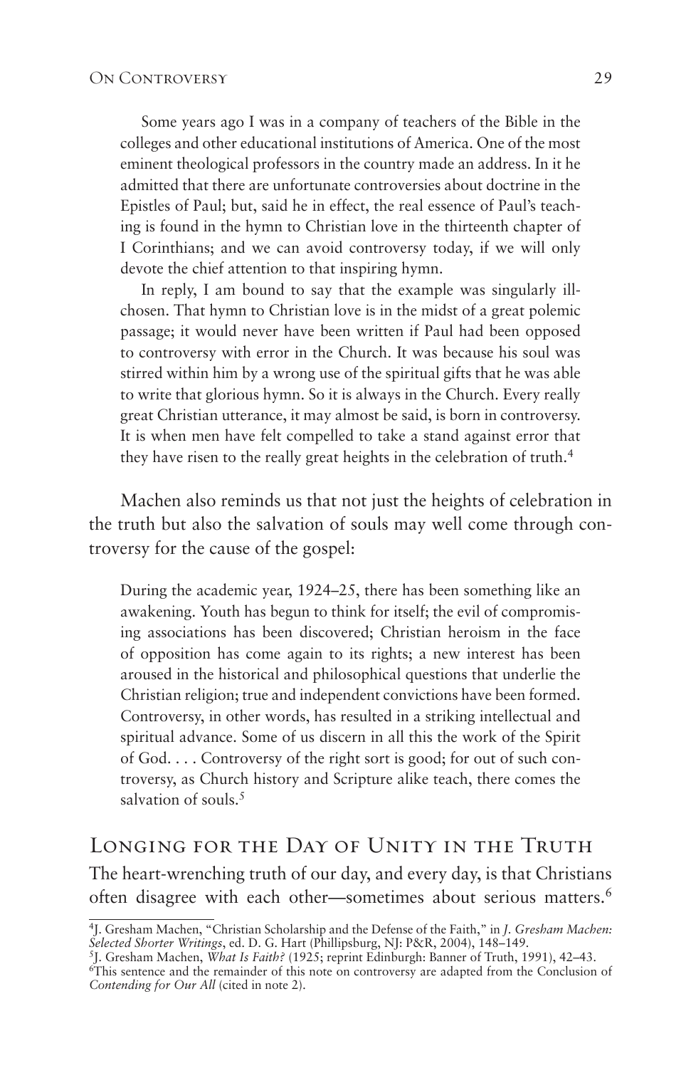> Some years ago I was in a company of teachers of the Bible in the colleges and other educational institutions of America. One of the most eminent theological professors in the country made an address. In it he admitted that there are unfortunate controversies about doctrine in the Epistles of Paul; but, said he in effect, the real essence of Paul's teaching is found in the hymn to Christian love in the thirteenth chapter of I Corinthians; and we can avoid controversy today, if we will only devote the chief attention to that inspiring hymn.
>
> In reply, I am bound to say that the example was singularly ill-chosen. That hymn to Christian love is in the midst of a great polemic passage; it would never have been written if Paul had been opposed to controversy with error in the Church. It was because his soul was stirred within him by a wrong use of the spiritual gifts that he was able to write that glorious hymn. So it is always in the Church. Every really great Christian utterance, it may almost be said, is born in controversy. It is when men have felt compelled to take a stand against error that they have risen to the really great heights in the celebration of truth.[4]

Machen also reminds us that not just the heights of celebration in the truth but also the salvation of souls may well come through controversy for the cause of the gospel:

> During the academic year, 1924–25, there has been something like an awakening. Youth has begun to think for itself; the evil of compromising associations has been discovered; Christian heroism in the face of opposition has come again to its rights; a new interest has been aroused in the historical and philosophical questions that underlie the Christian religion; true and independent convictions have been formed. Controversy, in other words, has resulted in a striking intellectual and spiritual advance. Some of us discern in all this the work of the Spirit of God. . . . Controversy of the right sort is good; for out of such controversy, as Church history and Scripture alike teach, there comes the salvation of souls.[5]

## Longing for the Day of Unity in the Truth

The heart-wrenching truth of our day, and every day, is that Christians often disagree with each other—sometimes about serious matters.[6]

---

[4] J. Gresham Machen, "Christian Scholarship and the Defense of the Faith," in *J. Gresham Machen: Selected Shorter Writings*, ed. D. G. Hart (Phillipsburg, NJ: P&R, 2004), 148–149.

[5] J. Gresham Machen, *What Is Faith?* (1925; reprint Edinburgh: Banner of Truth, 1991), 42–43.

[6] This sentence and the remainder of this note on controversy are adapted from the Conclusion of *Contending for Our All* (cited in note 2).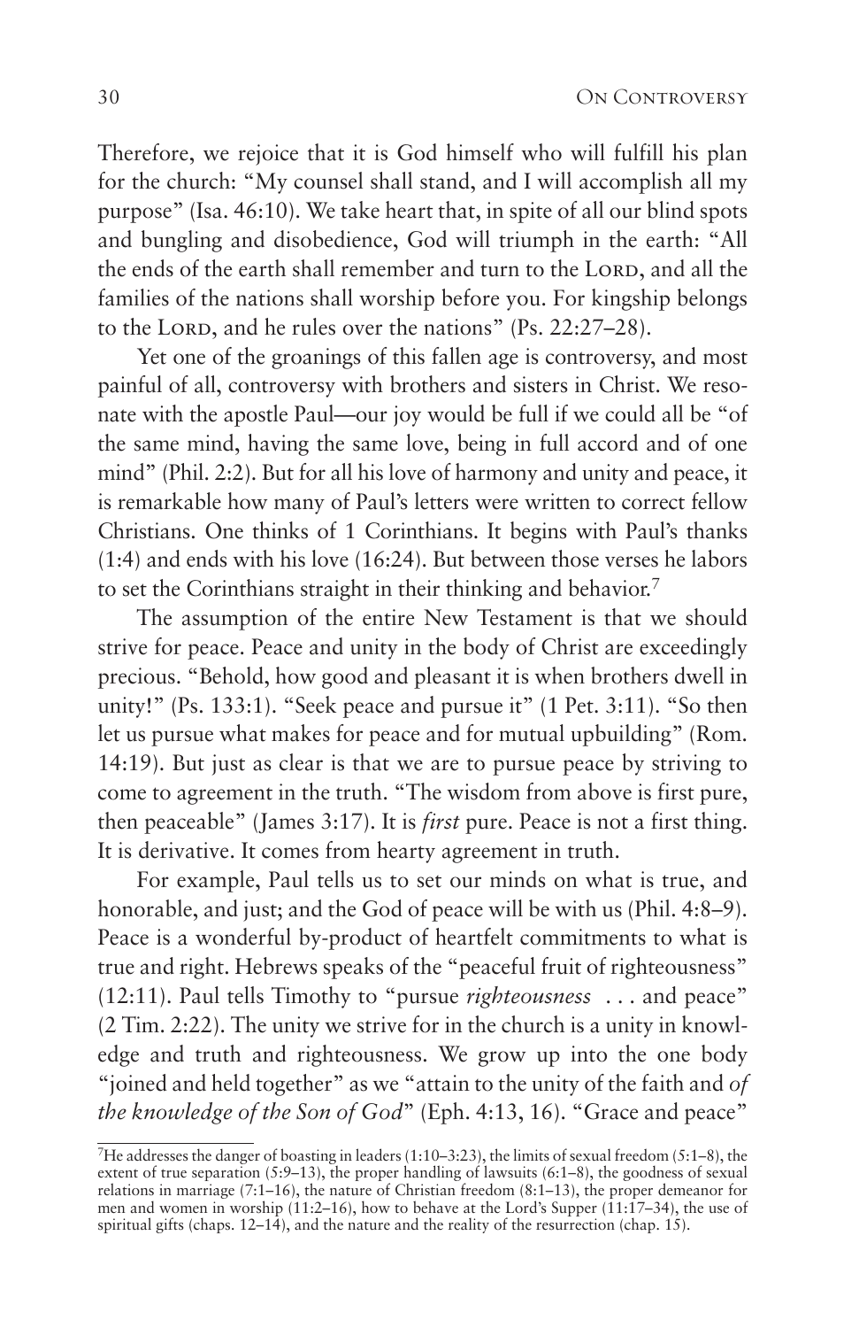Therefore, we rejoice that it is God himself who will fulfill his plan for the church: "My counsel shall stand, and I will accomplish all my purpose" (Isa. 46:10). We take heart that, in spite of all our blind spots and bungling and disobedience, God will triumph in the earth: "All the ends of the earth shall remember and turn to the LORD, and all the families of the nations shall worship before you. For kingship belongs to the LORD, and he rules over the nations" (Ps. 22:27–28).

Yet one of the groanings of this fallen age is controversy, and most painful of all, controversy with brothers and sisters in Christ. We resonate with the apostle Paul—our joy would be full if we could all be "of the same mind, having the same love, being in full accord and of one mind" (Phil. 2:2). But for all his love of harmony and unity and peace, it is remarkable how many of Paul's letters were written to correct fellow Christians. One thinks of 1 Corinthians. It begins with Paul's thanks (1:4) and ends with his love (16:24). But between those verses he labors to set the Corinthians straight in their thinking and behavior.[7]

The assumption of the entire New Testament is that we should strive for peace. Peace and unity in the body of Christ are exceedingly precious. "Behold, how good and pleasant it is when brothers dwell in unity!" (Ps. 133:1). "Seek peace and pursue it" (1 Pet. 3:11). "So then let us pursue what makes for peace and for mutual upbuilding" (Rom. 14:19). But just as clear is that we are to pursue peace by striving to come to agreement in the truth. "The wisdom from above is first pure, then peaceable" (James 3:17). It is *first* pure. Peace is not a first thing. It is derivative. It comes from hearty agreement in truth.

For example, Paul tells us to set our minds on what is true, and honorable, and just; and the God of peace will be with us (Phil. 4:8–9). Peace is a wonderful by-product of heartfelt commitments to what is true and right. Hebrews speaks of the "peaceful fruit of righteousness" (12:11). Paul tells Timothy to "pursue *righteousness* . . . and peace" (2 Tim. 2:22). The unity we strive for in the church is a unity in knowledge and truth and righteousness. We grow up into the one body "joined and held together" as we "attain to the unity of the faith and *of the knowledge of the Son of God*" (Eph. 4:13, 16). "Grace and peace"

---

[7]He addresses the danger of boasting in leaders (1:10–3:23), the limits of sexual freedom (5:1–8), the extent of true separation (5:9–13), the proper handling of lawsuits (6:1–8), the goodness of sexual relations in marriage (7:1–16), the nature of Christian freedom (8:1–13), the proper demeanor for men and women in worship (11:2–16), how to behave at the Lord's Supper (11:17–34), the use of spiritual gifts (chaps. 12–14), and the nature and the reality of the resurrection (chap. 15).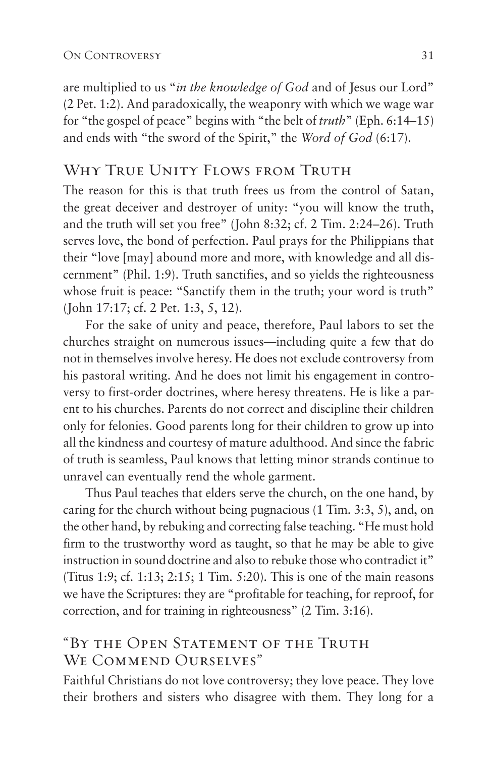are multiplied to us "*in the knowledge of God* and of Jesus our Lord" (2 Pet. 1:2). And paradoxically, the weaponry with which we wage war for "the gospel of peace" begins with "the belt of *truth*" (Eph. 6:14–15) and ends with "the sword of the Spirit," the *Word of God* (6:17).

## Why True Unity Flows from Truth

The reason for this is that truth frees us from the control of Satan, the great deceiver and destroyer of unity: "you will know the truth, and the truth will set you free" (John 8:32; cf. 2 Tim. 2:24–26). Truth serves love, the bond of perfection. Paul prays for the Philippians that their "love [may] abound more and more, with knowledge and all discernment" (Phil. 1:9). Truth sanctifies, and so yields the righteousness whose fruit is peace: "Sanctify them in the truth; your word is truth" (John 17:17; cf. 2 Pet. 1:3, 5, 12).

For the sake of unity and peace, therefore, Paul labors to set the churches straight on numerous issues—including quite a few that do not in themselves involve heresy. He does not exclude controversy from his pastoral writing. And he does not limit his engagement in controversy to first-order doctrines, where heresy threatens. He is like a parent to his churches. Parents do not correct and discipline their children only for felonies. Good parents long for their children to grow up into all the kindness and courtesy of mature adulthood. And since the fabric of truth is seamless, Paul knows that letting minor strands continue to unravel can eventually rend the whole garment.

Thus Paul teaches that elders serve the church, on the one hand, by caring for the church without being pugnacious (1 Tim. 3:3, 5), and, on the other hand, by rebuking and correcting false teaching. "He must hold firm to the trustworthy word as taught, so that he may be able to give instruction in sound doctrine and also to rebuke those who contradict it" (Titus 1:9; cf. 1:13; 2:15; 1 Tim. 5:20). This is one of the main reasons we have the Scriptures: they are "profitable for teaching, for reproof, for correction, and for training in righteousness" (2 Tim. 3:16).

## "By the Open Statement of the Truth We Commend Ourselves"

Faithful Christians do not love controversy; they love peace. They love their brothers and sisters who disagree with them. They long for a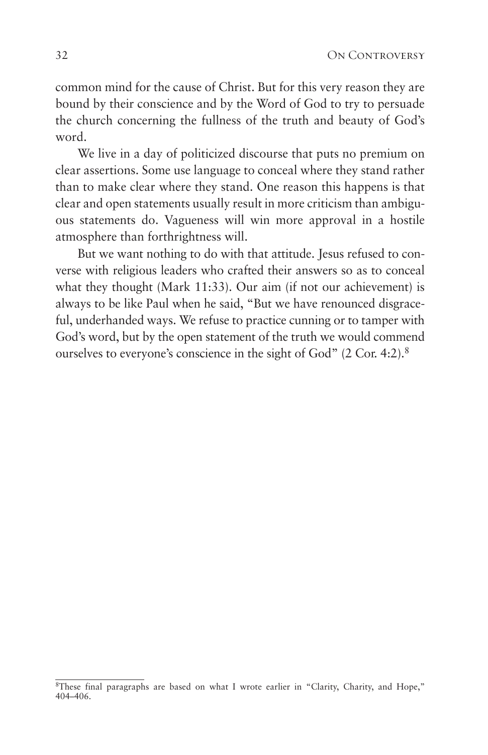common mind for the cause of Christ. But for this very reason they are bound by their conscience and by the Word of God to try to persuade the church concerning the fullness of the truth and beauty of God's word.

We live in a day of politicized discourse that puts no premium on clear assertions. Some use language to conceal where they stand rather than to make clear where they stand. One reason this happens is that clear and open statements usually result in more criticism than ambiguous statements do. Vagueness will win more approval in a hostile atmosphere than forthrightness will.

But we want nothing to do with that attitude. Jesus refused to converse with religious leaders who crafted their answers so as to conceal what they thought (Mark 11:33). Our aim (if not our achievement) is always to be like Paul when he said, "But we have renounced disgraceful, underhanded ways. We refuse to practice cunning or to tamper with God's word, but by the open statement of the truth we would commend ourselves to everyone's conscience in the sight of God" (2 Cor. 4:2).[8]

---

[8]These final paragraphs are based on what I wrote earlier in "Clarity, Charity, and Hope," 404–406.